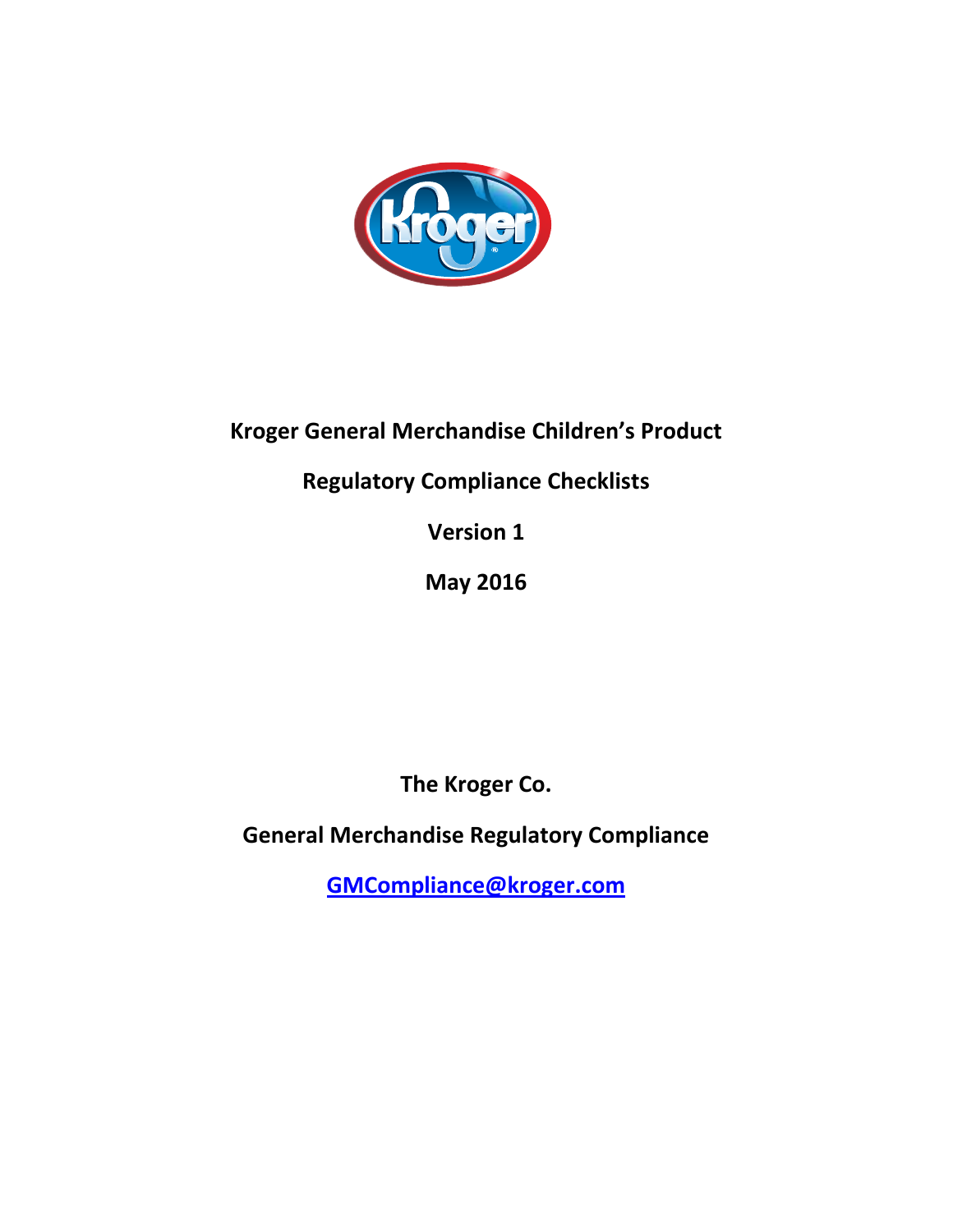# Kroger General Merchandise Children's Product

# Regulatory Compliance Checklists

**Version 1**

**May 2016**

**The Kroger Co.**

**General Merchandise Regulatory Compliance**

**GMCompliance@kroger.com**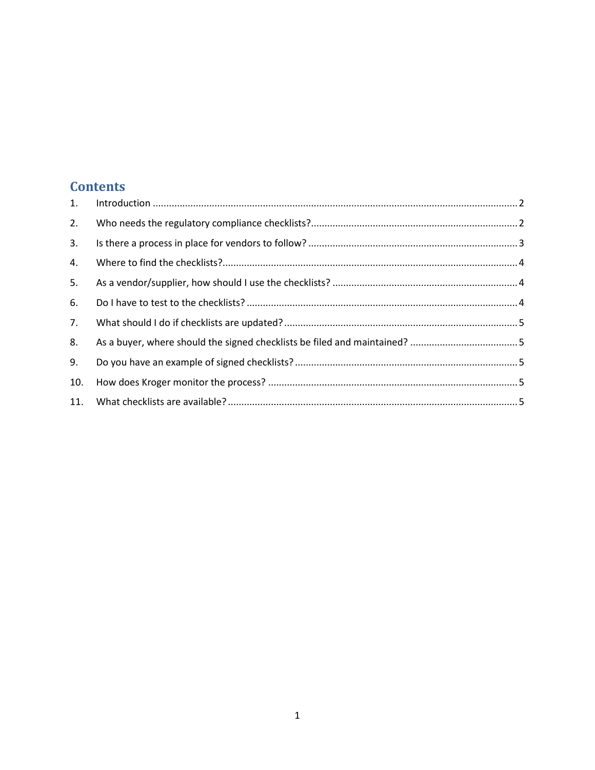## Contents

1. Introduction ........................................................................................................................................ 2
2. Who needs the regulatory compliance checklists? ............................................................................. 2
3. Is there a process in place for vendors to follow? .............................................................................. 3
4. Where to find the checklists? .............................................................................................................. 4
5. As a vendor/supplier, how should I use the checklists? ..................................................................... 4
6. Do I have to test to the checklists? ...................................................................................................... 4
7. What should I do if checklists are updated? ....................................................................................... 5
8. As a buyer, where should the signed checklists be filed and maintained? ......................................... 5
9. Do you have an example of signed checklists? ................................................................................... 5
10. How does Kroger monitor the process? ............................................................................................. 5
11. What checklists are available? ............................................................................................................ 5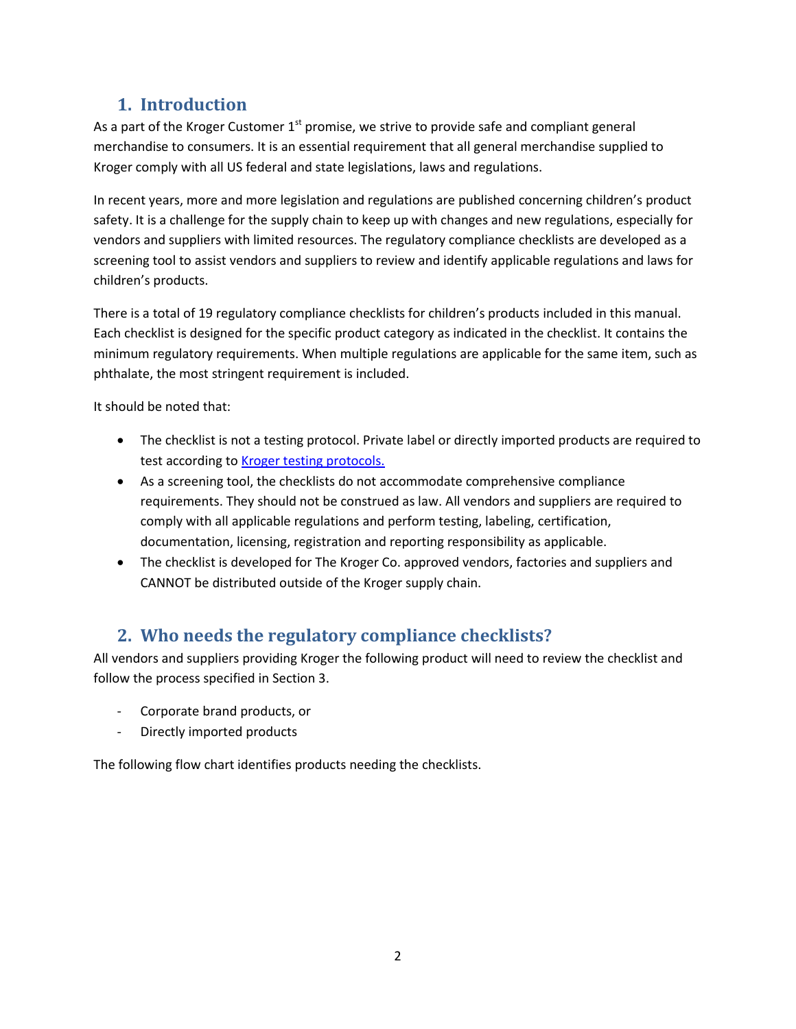## 1. Introduction

As a part of the Kroger Customer 1[st] promise, we strive to provide safe and compliant general merchandise to consumers. It is an essential requirement that all general merchandise supplied to Kroger comply with all US federal and state legislations, laws and regulations.

In recent years, more and more legislation and regulations are published concerning children's product safety. It is a challenge for the supply chain to keep up with changes and new regulations, especially for vendors and suppliers with limited resources. The regulatory compliance checklists are developed as a screening tool to assist vendors and suppliers to review and identify applicable regulations and laws for children's products.

There is a total of 19 regulatory compliance checklists for children's products included in this manual. Each checklist is designed for the specific product category as indicated in the checklist. It contains the minimum regulatory requirements. When multiple regulations are applicable for the same item, such as phthalate, the most stringent requirement is included.

It should be noted that:

- The checklist is not a testing protocol. Private label or directly imported products are required to test according to Kroger testing protocols.
- As a screening tool, the checklists do not accommodate comprehensive compliance requirements. They should not be construed as law. All vendors and suppliers are required to comply with all applicable regulations and perform testing, labeling, certification, documentation, licensing, registration and reporting responsibility as applicable.
- The checklist is developed for The Kroger Co. approved vendors, factories and suppliers and CANNOT be distributed outside of the Kroger supply chain.

## 2. Who needs the regulatory compliance checklists?

All vendors and suppliers providing Kroger the following product will need to review the checklist and follow the process specified in Section 3.

- Corporate brand products, or
- Directly imported products

The following flow chart identifies products needing the checklists.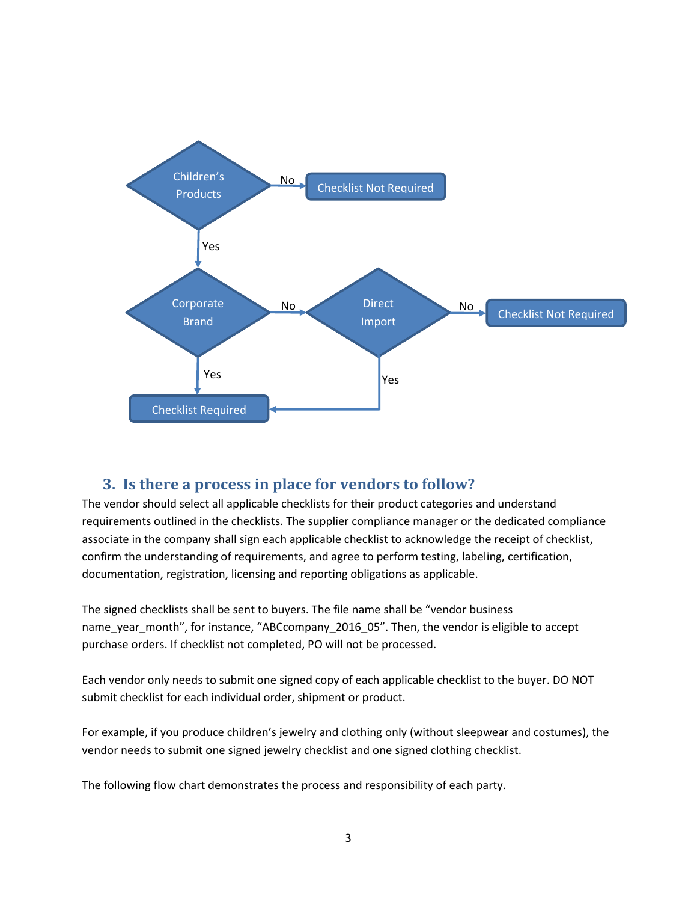Children's Products — No → Checklist Not Required

Children's Products — Yes → Corporate Brand

Corporate Brand — Yes → Checklist Required

Corporate Brand — No → Direct Import

Direct Import — Yes → Checklist Required

Direct Import — No → Checklist Not Required

## 3. Is there a process in place for vendors to follow?

The vendor should select all applicable checklists for their product categories and understand requirements outlined in the checklists. The supplier compliance manager or the dedicated compliance associate in the company shall sign each applicable checklist to acknowledge the receipt of checklist, confirm the understanding of requirements, and agree to perform testing, labeling, certification, documentation, registration, licensing and reporting obligations as applicable.

The signed checklists shall be sent to buyers. The file name shall be "vendor business name_year_month", for instance, "ABCcompany_2016_05". Then, the vendor is eligible to accept purchase orders. If checklist not completed, PO will not be processed.

Each vendor only needs to submit one signed copy of each applicable checklist to the buyer. DO NOT submit checklist for each individual order, shipment or product.

For example, if you produce children's jewelry and clothing only (without sleepwear and costumes), the vendor needs to submit one signed jewelry checklist and one signed clothing checklist.

The following flow chart demonstrates the process and responsibility of each party.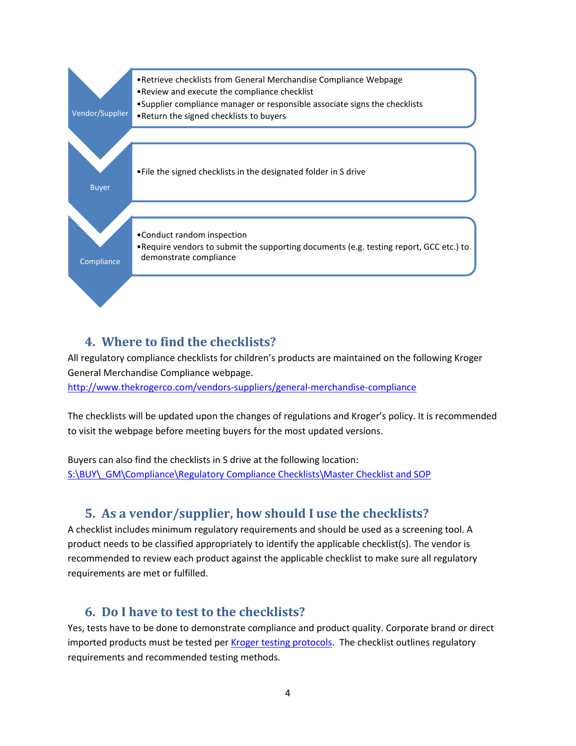**Vendor/Supplier**
- Retrieve checklists from General Merchandise Compliance Webpage
- Review and execute the compliance checklist
- Supplier compliance manager or responsible associate signs the checklists
- Return the signed checklists to buyers

**Buyer**
- File the signed checklists in the designated folder in S drive

**Compliance**
- Conduct random inspection
- Require vendors to submit the supporting documents (e.g. testing report, GCC etc.) to demonstrate compliance

## 4. Where to find the checklists?

All regulatory compliance checklists for children's products are maintained on the following Kroger General Merchandise Compliance webpage.
[http://www.thekrogerco.com/vendors-suppliers/general-merchandise-compliance](http://www.thekrogerco.com/vendors-suppliers/general-merchandise-compliance)

The checklists will be updated upon the changes of regulations and Kroger's policy. It is recommended to visit the webpage before meeting buyers for the most updated versions.

Buyers can also find the checklists in S drive at the following location:
S:\BUY\_GM\Compliance\Regulatory Compliance Checklists\Master Checklist and SOP

## 5. As a vendor/supplier, how should I use the checklists?

A checklist includes minimum regulatory requirements and should be used as a screening tool. A product needs to be classified appropriately to identify the applicable checklist(s). The vendor is recommended to review each product against the applicable checklist to make sure all regulatory requirements are met or fulfilled.

## 6. Do I have to test to the checklists?

Yes, tests have to be done to demonstrate compliance and product quality. Corporate brand or direct imported products must be tested per Kroger testing protocols. The checklist outlines regulatory requirements and recommended testing methods.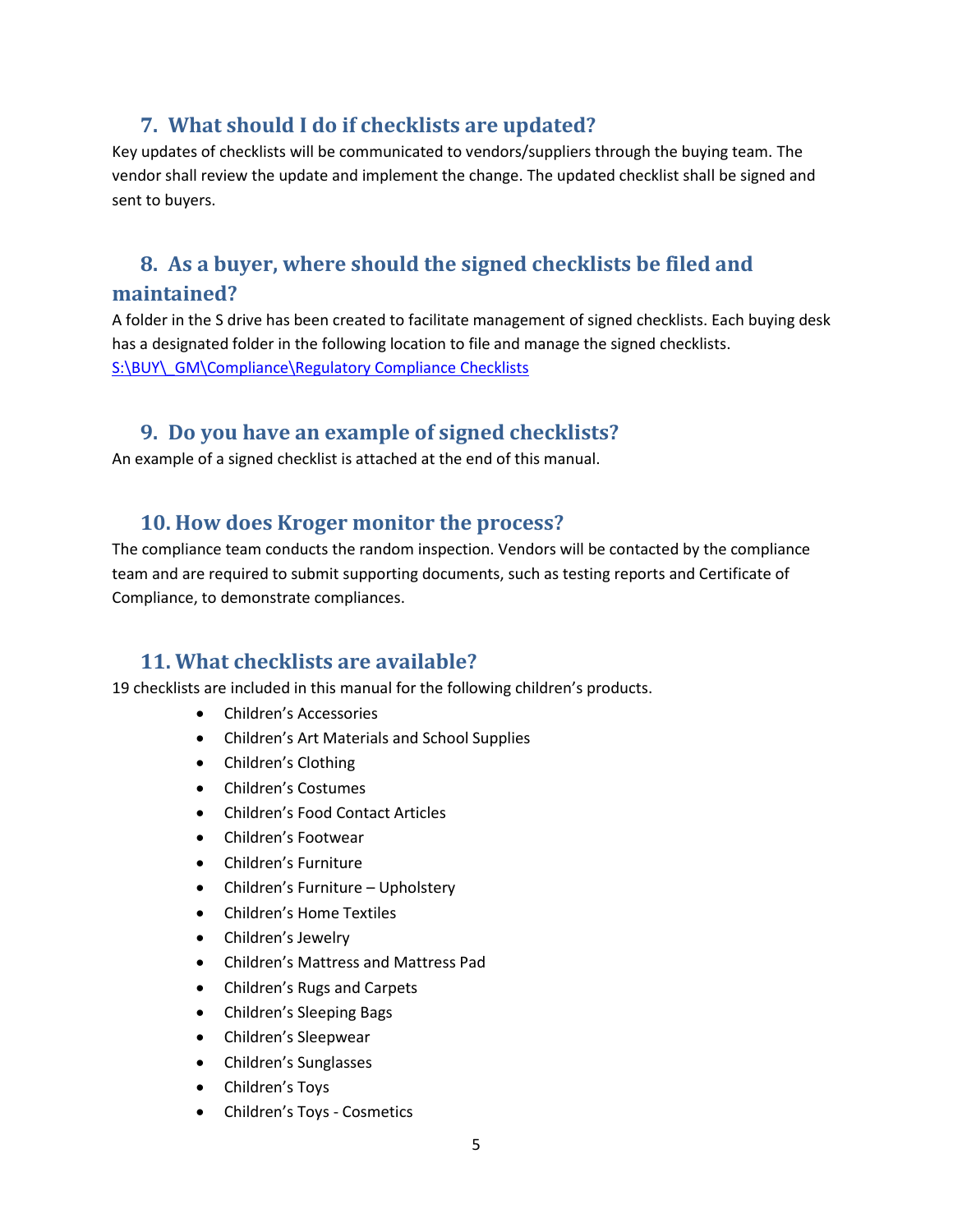## 7. What should I do if checklists are updated?

Key updates of checklists will be communicated to vendors/suppliers through the buying team. The vendor shall review the update and implement the change. The updated checklist shall be signed and sent to buyers.

## 8. As a buyer, where should the signed checklists be filed and maintained?

A folder in the S drive has been created to facilitate management of signed checklists. Each buying desk has a designated folder in the following location to file and manage the signed checklists. S:\BUY\_GM\Compliance\Regulatory Compliance Checklists

## 9. Do you have an example of signed checklists?

An example of a signed checklist is attached at the end of this manual.

## 10. How does Kroger monitor the process?

The compliance team conducts the random inspection. Vendors will be contacted by the compliance team and are required to submit supporting documents, such as testing reports and Certificate of Compliance, to demonstrate compliances.

## 11. What checklists are available?

19 checklists are included in this manual for the following children's products.

- Children's Accessories
- Children's Art Materials and School Supplies
- Children's Clothing
- Children's Costumes
- Children's Food Contact Articles
- Children's Footwear
- Children's Furniture
- Children's Furniture – Upholstery
- Children's Home Textiles
- Children's Jewelry
- Children's Mattress and Mattress Pad
- Children's Rugs and Carpets
- Children's Sleeping Bags
- Children's Sleepwear
- Children's Sunglasses
- Children's Toys
- Children's Toys - Cosmetics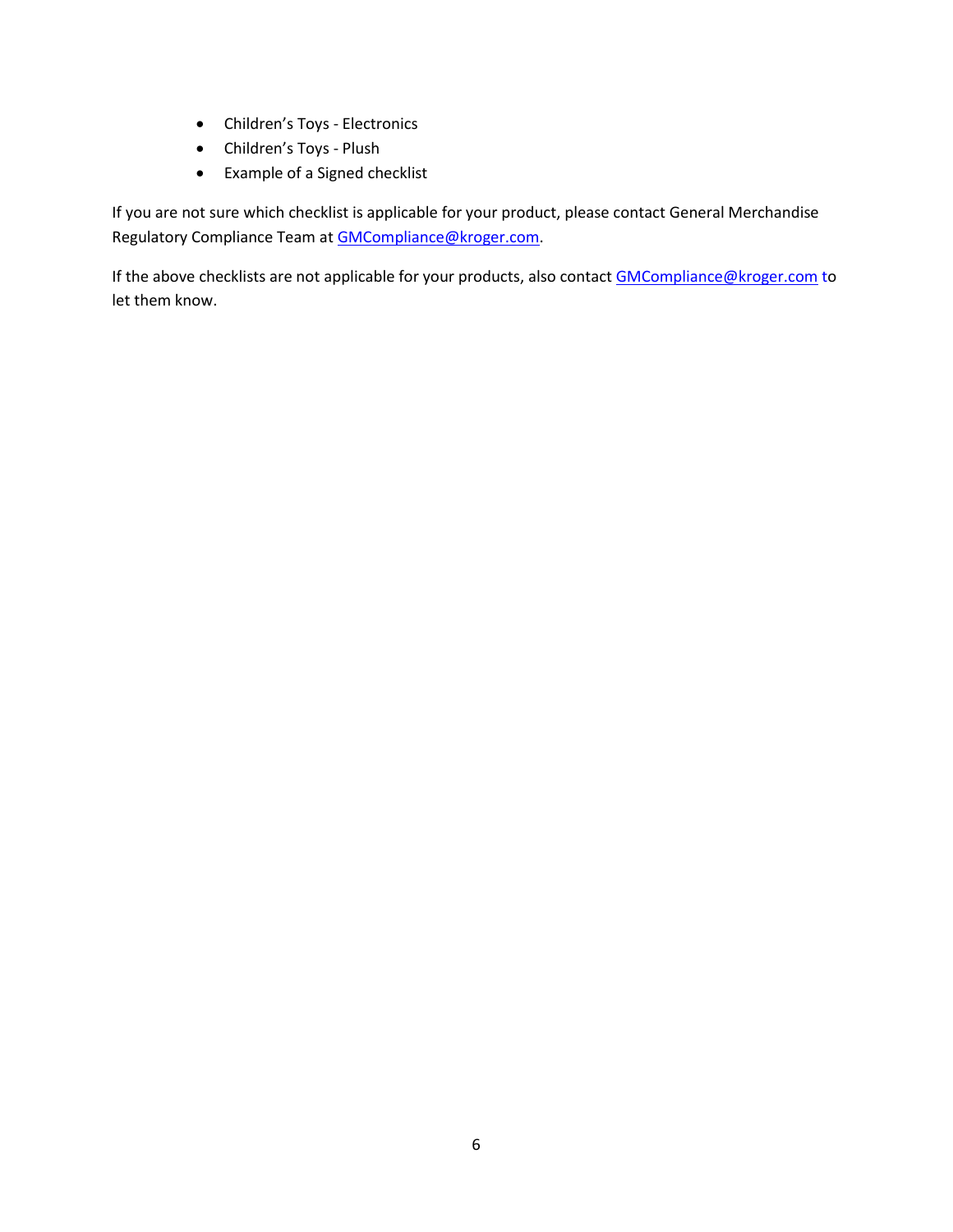- Children's Toys - Electronics
- Children's Toys - Plush
- Example of a Signed checklist

If you are not sure which checklist is applicable for your product, please contact General Merchandise Regulatory Compliance Team at GMCompliance@kroger.com.

If the above checklists are not applicable for your products, also contact GMCompliance@kroger.com to let them know.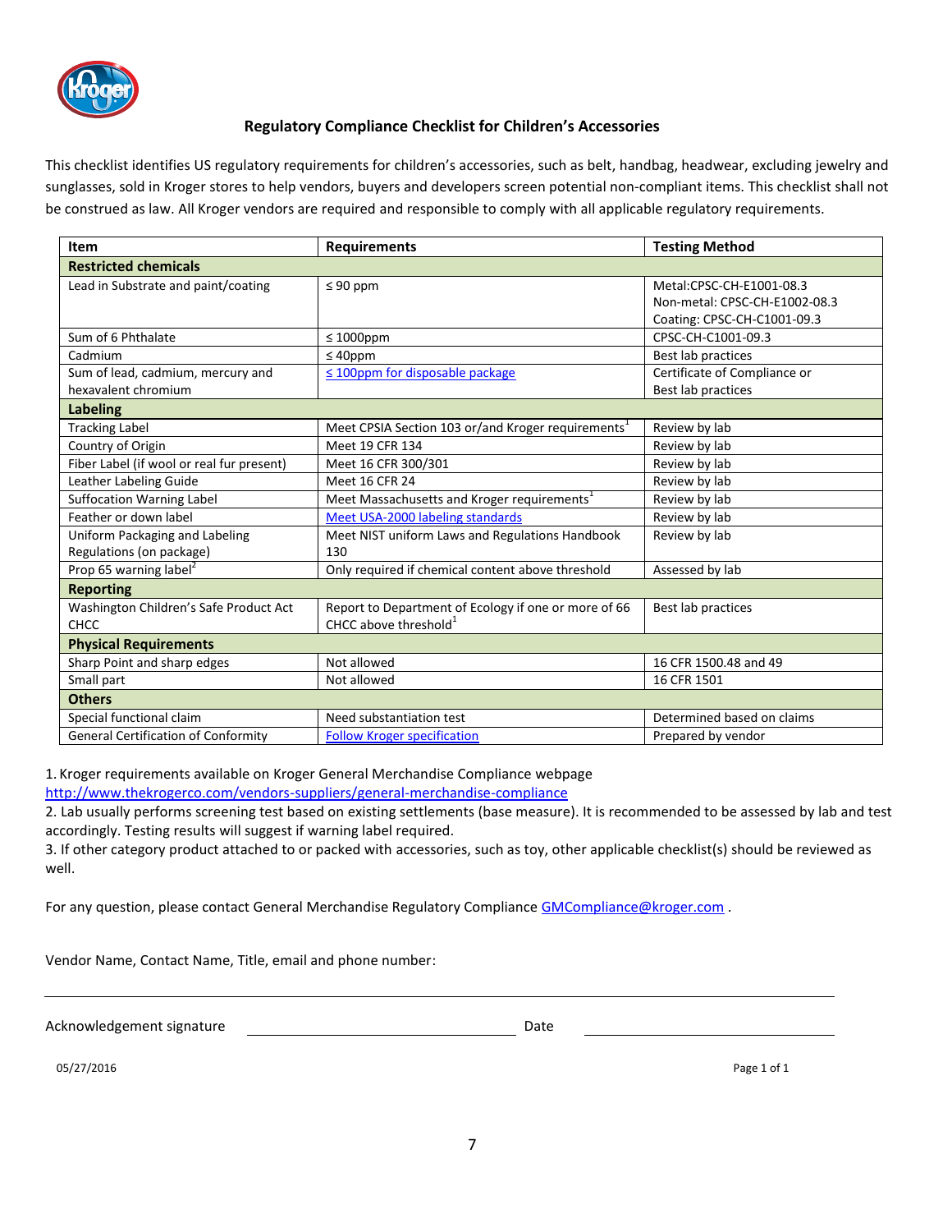## Regulatory Compliance Checklist for Children's Accessories

This checklist identifies US regulatory requirements for children's accessories, such as belt, handbag, headwear, excluding jewelry and sunglasses, sold in Kroger stores to help vendors, buyers and developers screen potential non-compliant items. This checklist shall not be construed as law. All Kroger vendors are required and responsible to comply with all applicable regulatory requirements.

| Item | Requirements | Testing Method |
|---|---|---|
| **Restricted chemicals** | | |
| Lead in Substrate and paint/coating | ≤ 90 ppm | Metal:CPSC-CH-E1001-08.3<br>Non-metal: CPSC-CH-E1002-08.3<br>Coating: CPSC-CH-C1001-09.3 |
| Sum of 6 Phthalate | ≤ 1000ppm | CPSC-CH-C1001-09.3 |
| Cadmium | ≤ 40ppm | Best lab practices |
| Sum of lead, cadmium, mercury and hexavalent chromium | ≤ 100ppm for disposable package | Certificate of Compliance or Best lab practices |
| **Labeling** | | |
| Tracking Label | Meet CPSIA Section 103 or/and Kroger requirements[1] | Review by lab |
| Country of Origin | Meet 19 CFR 134 | Review by lab |
| Fiber Label (if wool or real fur present) | Meet 16 CFR 300/301 | Review by lab |
| Leather Labeling Guide | Meet 16 CFR 24 | Review by lab |
| Suffocation Warning Label | Meet Massachusetts and Kroger requirements[1] | Review by lab |
| Feather or down label | Meet USA-2000 labeling standards | Review by lab |
| Uniform Packaging and Labeling Regulations (on package) | Meet NIST uniform Laws and Regulations Handbook 130 | Review by lab |
| Prop 65 warning label[2] | Only required if chemical content above threshold | Assessed by lab |
| **Reporting** | | |
| Washington Children's Safe Product Act CHCC | Report to Department of Ecology if one or more of 66 CHCC above threshold[1] | Best lab practices |
| **Physical Requirements** | | |
| Sharp Point and sharp edges | Not allowed | 16 CFR 1500.48 and 49 |
| Small part | Not allowed | 16 CFR 1501 |
| **Others** | | |
| Special functional claim | Need substantiation test | Determined based on claims |
| General Certification of Conformity | Follow Kroger specification | Prepared by vendor |

1. Kroger requirements available on Kroger General Merchandise Compliance webpage http://www.thekrogerco.com/vendors-suppliers/general-merchandise-compliance
2. Lab usually performs screening test based on existing settlements (base measure). It is recommended to be assessed by lab and test accordingly. Testing results will suggest if warning label required.
3. If other category product attached to or packed with accessories, such as toy, other applicable checklist(s) should be reviewed as well.

For any question, please contact General Merchandise Regulatory Compliance GMCompliance@kroger.com .

Vendor Name, Contact Name, Title, email and phone number:

\_\_\_\_\_\_\_\_\_\_\_\_\_\_\_\_\_\_\_\_\_\_\_\_\_\_\_\_\_\_\_\_\_\_\_\_\_\_\_\_\_\_\_\_\_\_\_\_

Acknowledgement signature \_\_\_\_\_\_\_\_\_\_\_\_\_\_\_\_\_\_\_\_ Date \_\_\_\_\_\_\_\_\_\_\_\_\_\_\_\_\_\_\_\_

05/27/2016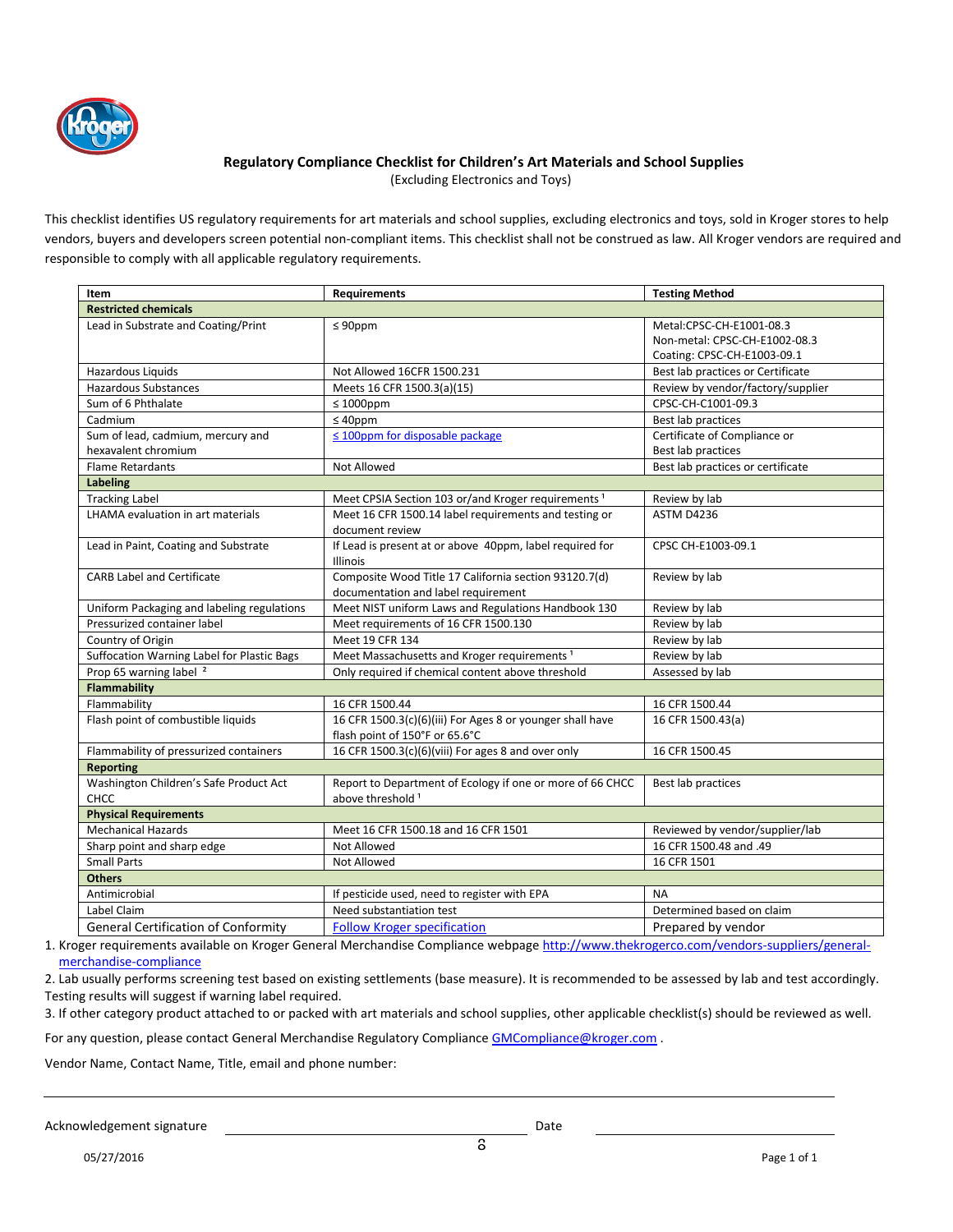## Regulatory Compliance Checklist for Children's Art Materials and School Supplies

(Excluding Electronics and Toys)

This checklist identifies US regulatory requirements for art materials and school supplies, excluding electronics and toys, sold in Kroger stores to help vendors, buyers and developers screen potential non-compliant items. This checklist shall not be construed as law. All Kroger vendors are required and responsible to comply with all applicable regulatory requirements.

| Item | Requirements | Testing Method |
|---|---|---|
| **Restricted chemicals** | | |
| Lead in Substrate and Coating/Print | ≤ 90ppm | Metal:CPSC-CH-E1001-08.3<br>Non-metal: CPSC-CH-E1002-08.3<br>Coating: CPSC-CH-E1003-09.1 |
| Hazardous Liquids | Not Allowed 16CFR 1500.231 | Best lab practices or Certificate |
| Hazardous Substances | Meets 16 CFR 1500.3(a)(15) | Review by vendor/factory/supplier |
| Sum of 6 Phthalate | ≤ 1000ppm | CPSC-CH-C1001-09.3 |
| Cadmium | ≤ 40ppm | Best lab practices |
| Sum of lead, cadmium, mercury and hexavalent chromium | ≤ 100ppm for disposable package | Certificate of Compliance or Best lab practices |
| Flame Retardants | Not Allowed | Best lab practices or certificate |
| **Labeling** | | |
| Tracking Label | Meet CPSIA Section 103 or/and Kroger requirements [1] | Review by lab |
| LHAMA evaluation in art materials | Meet 16 CFR 1500.14 label requirements and testing or document review | ASTM D4236 |
| Lead in Paint, Coating and Substrate | If Lead is present at or above 40ppm, label required for Illinois | CPSC CH-E1003-09.1 |
| CARB Label and Certificate | Composite Wood Title 17 California section 93120.7(d) documentation and label requirement | Review by lab |
| Uniform Packaging and labeling regulations | Meet NIST uniform Laws and Regulations Handbook 130 | Review by lab |
| Pressurized container label | Meet requirements of 16 CFR 1500.130 | Review by lab |
| Country of Origin | Meet 19 CFR 134 | Review by lab |
| Suffocation Warning Label for Plastic Bags | Meet Massachusetts and Kroger requirements [1] | Review by lab |
| Prop 65 warning label [2] | Only required if chemical content above threshold | Assessed by lab |
| **Flammability** | | |
| Flammability | 16 CFR 1500.44 | 16 CFR 1500.44 |
| Flash point of combustible liquids | 16 CFR 1500.3(c)(6)(iii) For Ages 8 or younger shall have flash point of 150°F or 65.6°C | 16 CFR 1500.43(a) |
| Flammability of pressurized containers | 16 CFR 1500.3(c)(6)(viii) For ages 8 and over only | 16 CFR 1500.45 |
| **Reporting** | | |
| Washington Children's Safe Product Act CHCC | Report to Department of Ecology if one or more of 66 CHCC above threshold [1] | Best lab practices |
| **Physical Requirements** | | |
| Mechanical Hazards | Meet 16 CFR 1500.18 and 16 CFR 1501 | Reviewed by vendor/supplier/lab |
| Sharp point and sharp edge | Not Allowed | 16 CFR 1500.48 and .49 |
| Small Parts | Not Allowed | 16 CFR 1501 |
| **Others** | | |
| Antimicrobial | If pesticide used, need to register with EPA | NA |
| Label Claim | Need substantiation test | Determined based on claim |
| General Certification of Conformity | Follow Kroger specification | Prepared by vendor |

1. Kroger requirements available on Kroger General Merchandise Compliance webpage http://www.thekrogerco.com/vendors-suppliers/general-merchandise-compliance
2. Lab usually performs screening test based on existing settlements (base measure). It is recommended to be assessed by lab and test accordingly. Testing results will suggest if warning label required.
3. If other category product attached to or packed with art materials and school supplies, other applicable checklist(s) should be reviewed as well.

For any question, please contact General Merchandise Regulatory Compliance GMCompliance@kroger.com .

Vendor Name, Contact Name, Title, email and phone number:

\_\_\_\_\_\_\_\_\_\_\_\_\_\_\_\_\_\_\_\_\_\_\_\_\_\_\_\_\_\_\_\_\_\_\_\_\_\_\_\_\_\_\_\_\_\_\_\_

Acknowledgement signature \_\_\_\_\_\_\_\_\_\_\_\_\_\_\_\_\_\_\_\_\_\_\_\_ Date \_\_\_\_\_\_\_\_\_\_\_\_\_\_\_\_

05/27/2016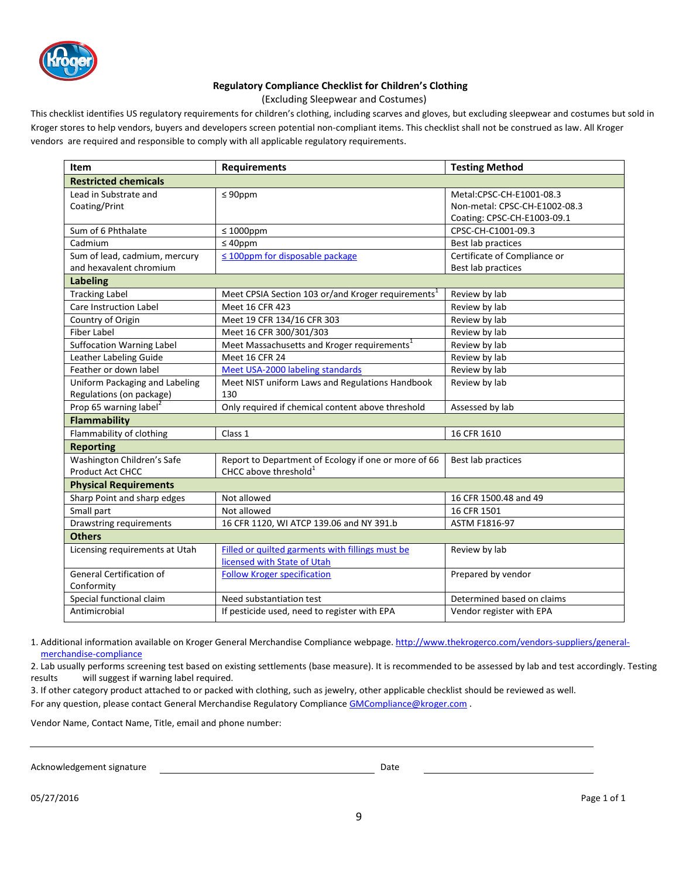**Regulatory Compliance Checklist for Children's Clothing**

(Excluding Sleepwear and Costumes)

This checklist identifies US regulatory requirements for children's clothing, including scarves and gloves, but excluding sleepwear and costumes but sold in Kroger stores to help vendors, buyers and developers screen potential non-compliant items. This checklist shall not be construed as law. All Kroger vendors are required and responsible to comply with all applicable regulatory requirements.

| Item | Requirements | Testing Method |
|---|---|---|
| **Restricted chemicals** | | |
| Lead in Substrate and Coating/Print | ≤ 90ppm | Metal:CPSC-CH-E1001-08.3<br>Non-metal: CPSC-CH-E1002-08.3<br>Coating: CPSC-CH-E1003-09.1 |
| Sum of 6 Phthalate | ≤ 1000ppm | CPSC-CH-C1001-09.3 |
| Cadmium | ≤ 40ppm | Best lab practices |
| Sum of lead, cadmium, mercury and hexavalent chromium | ≤ 100ppm for disposable package | Certificate of Compliance or Best lab practices |
| **Labeling** | | |
| Tracking Label | Meet CPSIA Section 103 or/and Kroger requirements[1] | Review by lab |
| Care Instruction Label | Meet 16 CFR 423 | Review by lab |
| Country of Origin | Meet 19 CFR 134/16 CFR 303 | Review by lab |
| Fiber Label | Meet 16 CFR 300/301/303 | Review by lab |
| Suffocation Warning Label | Meet Massachusetts and Kroger requirements[1] | Review by lab |
| Leather Labeling Guide | Meet 16 CFR 24 | Review by lab |
| Feather or down label | Meet USA-2000 labeling standards | Review by lab |
| Uniform Packaging and Labeling Regulations (on package) | Meet NIST uniform Laws and Regulations Handbook 130 | Review by lab |
| Prop 65 warning label[2] | Only required if chemical content above threshold | Assessed by lab |
| **Flammability** | | |
| Flammability of clothing | Class 1 | 16 CFR 1610 |
| **Reporting** | | |
| Washington Children's Safe Product Act CHCC | Report to Department of Ecology if one or more of 66 CHCC above threshold[1] | Best lab practices |
| **Physical Requirements** | | |
| Sharp Point and sharp edges | Not allowed | 16 CFR 1500.48 and 49 |
| Small part | Not allowed | 16 CFR 1501 |
| Drawstring requirements | 16 CFR 1120, WI ATCP 139.06 and NY 391.b | ASTM F1816-97 |
| **Others** | | |
| Licensing requirements at Utah | Filled or quilted garments with fillings must be licensed with State of Utah | Review by lab |
| General Certification of Conformity | Follow Kroger specification | Prepared by vendor |
| Special functional claim | Need substantiation test | Determined based on claims |
| Antimicrobial | If pesticide used, need to register with EPA | Vendor register with EPA |

1. Additional information available on Kroger General Merchandise Compliance webpage. http://www.thekrogerco.com/vendors-suppliers/general-merchandise-compliance
2. Lab usually performs screening test based on existing settlements (base measure). It is recommended to be assessed by lab and test accordingly. Testing results will suggest if warning label required.
3. If other category product attached to or packed with clothing, such as jewelry, other applicable checklist should be reviewed as well.

For any question, please contact General Merchandise Regulatory Compliance GMCompliance@kroger.com .

Vendor Name, Contact Name, Title, email and phone number:

______________________________________________________________

Acknowledgement signature ______________________________ Date ______________________

05/27/2016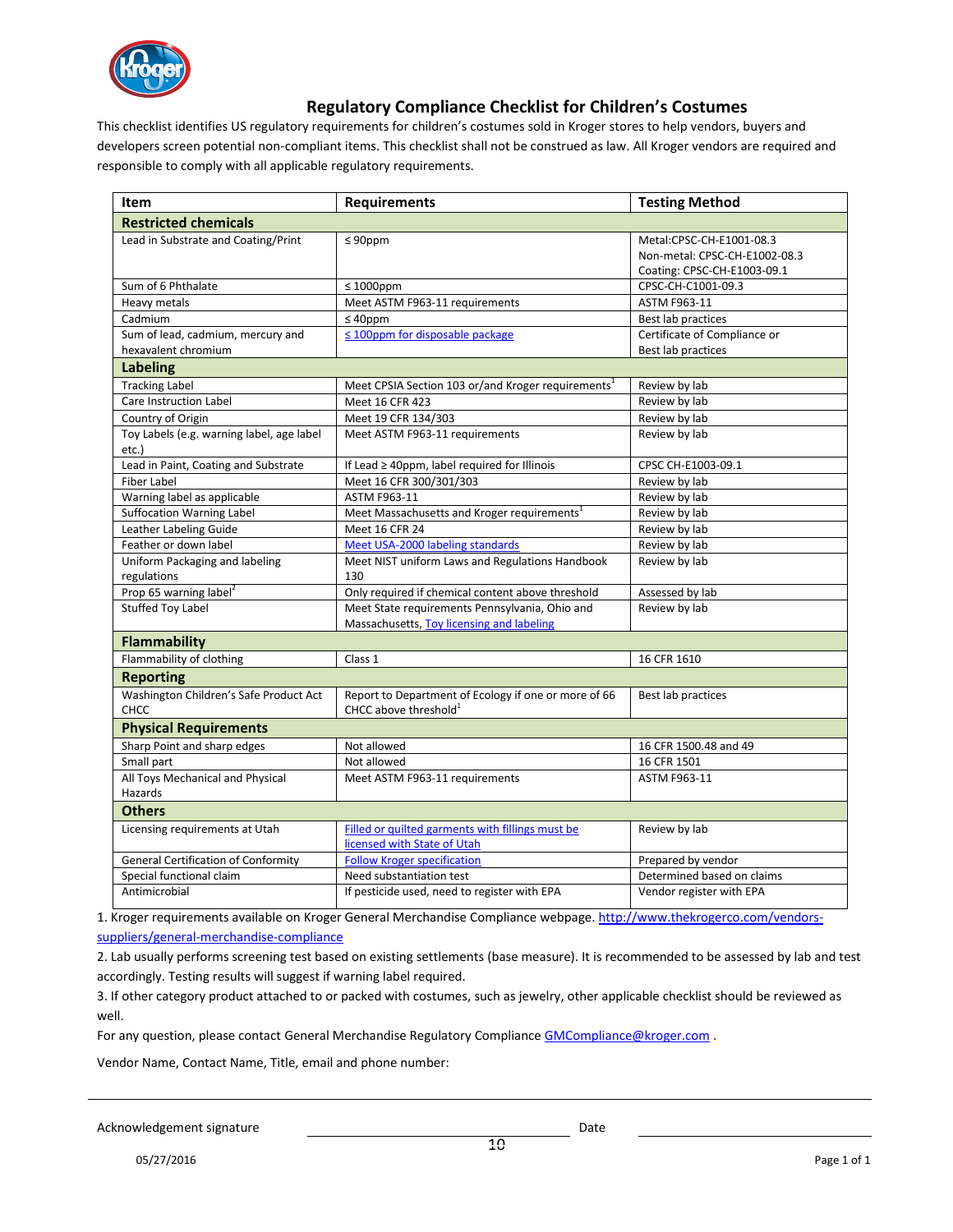# Regulatory Compliance Checklist for Children's Costumes

This checklist identifies US regulatory requirements for children's costumes sold in Kroger stores to help vendors, buyers and developers screen potential non-compliant items. This checklist shall not be construed as law. All Kroger vendors are required and responsible to comply with all applicable regulatory requirements.

| Item | Requirements | Testing Method |
|---|---|---|
| **Restricted chemicals** | | |
| Lead in Substrate and Coating/Print | ≤ 90ppm | Metal:CPSC-CH-E1001-08.3<br>Non-metal: CPSC-CH-E1002-08.3<br>Coating: CPSC-CH-E1003-09.1 |
| Sum of 6 Phthalate | ≤ 1000ppm | CPSC-CH-C1001-09.3 |
| Heavy metals | Meet ASTM F963-11 requirements | ASTM F963-11 |
| Cadmium | ≤ 40ppm | Best lab practices |
| Sum of lead, cadmium, mercury and hexavalent chromium | ≤ 100ppm for disposable package | Certificate of Compliance or Best lab practices |
| **Labeling** | | |
| Tracking Label | Meet CPSIA Section 103 or/and Kroger requirements[1] | Review by lab |
| Care Instruction Label | Meet 16 CFR 423 | Review by lab |
| Country of Origin | Meet 19 CFR 134/303 | Review by lab |
| Toy Labels (e.g. warning label, age label etc.) | Meet ASTM F963-11 requirements | Review by lab |
| Lead in Paint, Coating and Substrate | If Lead ≥ 40ppm, label required for Illinois | CPSC CH-E1003-09.1 |
| Fiber Label | Meet 16 CFR 300/301/303 | Review by lab |
| Warning label as applicable | ASTM F963-11 | Review by lab |
| Suffocation Warning Label | Meet Massachusetts and Kroger requirements[1] | Review by lab |
| Leather Labeling Guide | Meet 16 CFR 24 | Review by lab |
| Feather or down label | Meet USA-2000 labeling standards | Review by lab |
| Uniform Packaging and labeling regulations | Meet NIST uniform Laws and Regulations Handbook 130 | Review by lab |
| Prop 65 warning label[2] | Only required if chemical content above threshold | Assessed by lab |
| Stuffed Toy Label | Meet State requirements Pennsylvania, Ohio and Massachusetts, Toy licensing and labeling | Review by lab |
| **Flammability** | | |
| Flammability of clothing | Class 1 | 16 CFR 1610 |
| **Reporting** | | |
| Washington Children's Safe Product Act CHCC | Report to Department of Ecology if one or more of 66 CHCC above threshold[1] | Best lab practices |
| **Physical Requirements** | | |
| Sharp Point and sharp edges | Not allowed | 16 CFR 1500.48 and 49 |
| Small part | Not allowed | 16 CFR 1501 |
| All Toys Mechanical and Physical Hazards | Meet ASTM F963-11 requirements | ASTM F963-11 |
| **Others** | | |
| Licensing requirements at Utah | Filled or quilted garments with fillings must be licensed with State of Utah | Review by lab |
| General Certification of Conformity | Follow Kroger specification | Prepared by vendor |
| Special functional claim | Need substantiation test | Determined based on claims |
| Antimicrobial | If pesticide used, need to register with EPA | Vendor register with EPA |

1. Kroger requirements available on Kroger General Merchandise Compliance webpage. http://www.thekrogerco.com/vendors-suppliers/general-merchandise-compliance

2. Lab usually performs screening test based on existing settlements (base measure). It is recommended to be assessed by lab and test accordingly. Testing results will suggest if warning label required.

3. If other category product attached to or packed with costumes, such as jewelry, other applicable checklist should be reviewed as well.

For any question, please contact General Merchandise Regulatory Compliance GMCompliance@kroger.com .

Vendor Name, Contact Name, Title, email and phone number:

Acknowledgement signature ____________________ Date ____________________

05/27/2016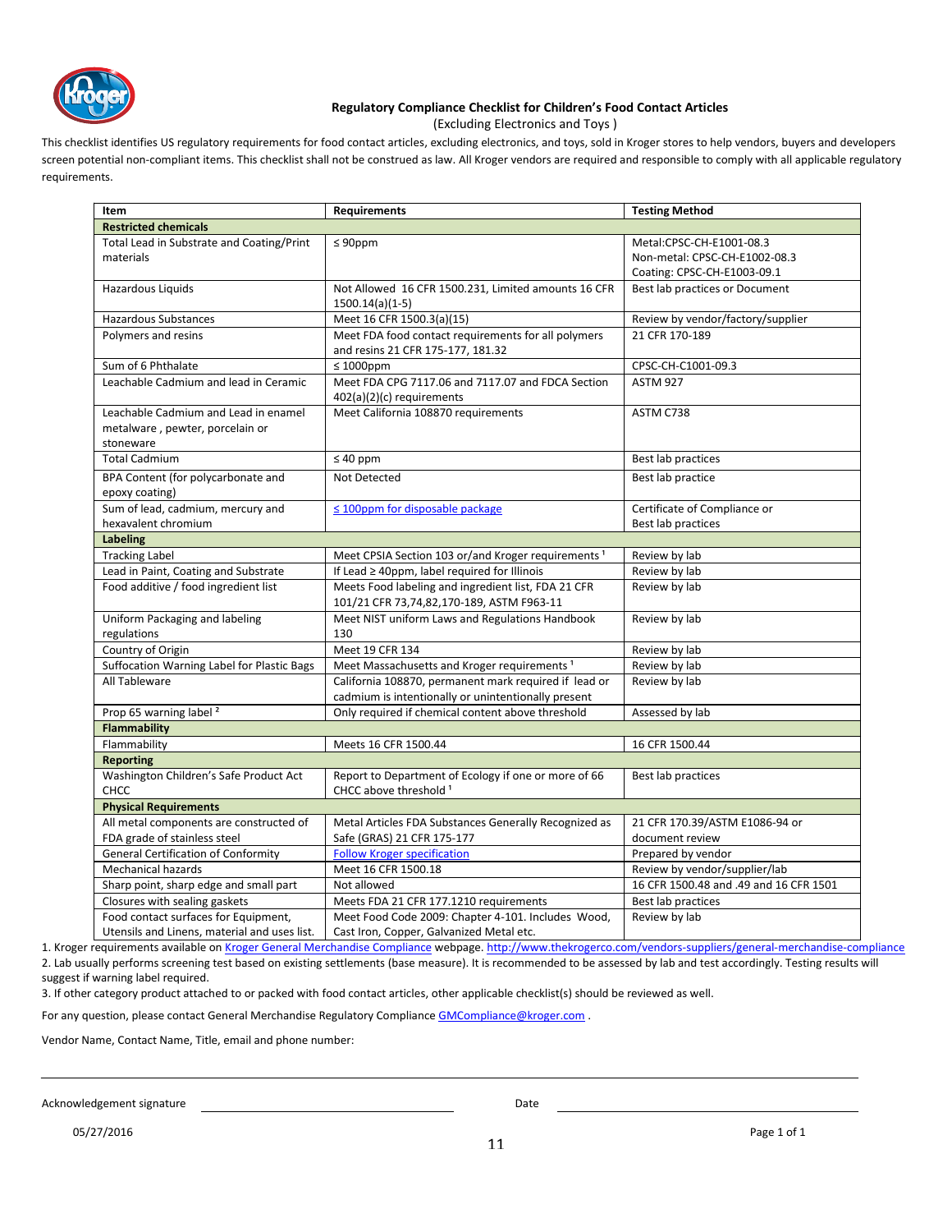## Regulatory Compliance Checklist for Children's Food Contact Articles

(Excluding Electronics and Toys )

This checklist identifies US regulatory requirements for food contact articles, excluding electronics, and toys, sold in Kroger stores to help vendors, buyers and developers screen potential non-compliant items. This checklist shall not be construed as law. All Kroger vendors are required and responsible to comply with all applicable regulatory requirements.

| Item | Requirements | Testing Method |
|---|---|---|
| **Restricted chemicals** | | |
| Total Lead in Substrate and Coating/Print materials | ≤ 90ppm | Metal:CPSC-CH-E1001-08.3<br>Non-metal: CPSC-CH-E1002-08.3<br>Coating: CPSC-CH-E1003-09.1 |
| Hazardous Liquids | Not Allowed 16 CFR 1500.231, Limited amounts 16 CFR 1500.14(a)(1-5) | Best lab practices or Document |
| Hazardous Substances | Meet 16 CFR 1500.3(a)(15) | Review by vendor/factory/supplier |
| Polymers and resins | Meet FDA food contact requirements for all polymers and resins 21 CFR 175-177, 181.32 | 21 CFR 170-189 |
| Sum of 6 Phthalate | ≤ 1000ppm | CPSC-CH-C1001-09.3 |
| Leachable Cadmium and lead in Ceramic | Meet FDA CPG 7117.06 and 7117.07 and FDCA Section 402(a)(2)(c) requirements | ASTM 927 |
| Leachable Cadmium and Lead in enamel metalware , pewter, porcelain or stoneware | Meet California 108870 requirements | ASTM C738 |
| Total Cadmium | ≤ 40 ppm | Best lab practices |
| BPA Content (for polycarbonate and epoxy coating) | Not Detected | Best lab practice |
| Sum of lead, cadmium, mercury and hexavalent chromium | ≤ 100ppm for disposable package | Certificate of Compliance or Best lab practices |
| **Labeling** | | |
| Tracking Label | Meet CPSIA Section 103 or/and Kroger requirements [1] | Review by lab |
| Lead in Paint, Coating and Substrate | If Lead ≥ 40ppm, label required for Illinois | Review by lab |
| Food additive / food ingredient list | Meets Food labeling and ingredient list, FDA 21 CFR 101/21 CFR 73,74,82,170-189, ASTM F963-11 | Review by lab |
| Uniform Packaging and labeling regulations | Meet NIST uniform Laws and Regulations Handbook 130 | Review by lab |
| Country of Origin | Meet 19 CFR 134 | Review by lab |
| Suffocation Warning Label for Plastic Bags | Meet Massachusetts and Kroger requirements [1] | Review by lab |
| All Tableware | California 108870, permanent mark required if lead or cadmium is intentionally or unintentionally present | Review by lab |
| Prop 65 warning label [2] | Only required if chemical content above threshold | Assessed by lab |
| **Flammability** | | |
| Flammability | Meets 16 CFR 1500.44 | 16 CFR 1500.44 |
| **Reporting** | | |
| Washington Children's Safe Product Act CHCC | Report to Department of Ecology if one or more of 66 CHCC above threshold [1] | Best lab practices |
| **Physical Requirements** | | |
| All metal components are constructed of FDA grade of stainless steel | Metal Articles FDA Substances Generally Recognized as Safe (GRAS) 21 CFR 175-177 | 21 CFR 170.39/ASTM E1086-94 or document review |
| General Certification of Conformity | Follow Kroger specification | Prepared by vendor |
| Mechanical hazards | Meet 16 CFR 1500.18 | Review by vendor/supplier/lab |
| Sharp point, sharp edge and small part | Not allowed | 16 CFR 1500.48 and .49 and 16 CFR 1501 |
| Closures with sealing gaskets | Meets FDA 21 CFR 177.1210 requirements | Best lab practices |
| Food contact surfaces for Equipment, Utensils and Linens, material and uses list. | Meet Food Code 2009: Chapter 4-101. Includes Wood, Cast Iron, Copper, Galvanized Metal etc. | Review by lab |

1. Kroger requirements available on Kroger General Merchandise Compliance webpage. http://www.thekrogerco.com/vendors-suppliers/general-merchandise-compliance
2. Lab usually performs screening test based on existing settlements (base measure). It is recommended to be assessed by lab and test accordingly. Testing results will suggest if warning label required.
3. If other category product attached to or packed with food contact articles, other applicable checklist(s) should be reviewed as well.

For any question, please contact General Merchandise Regulatory Compliance GMCompliance@kroger.com .

Vendor Name, Contact Name, Title, email and phone number:

______________________________________________________________

Acknowledgement signature ______________________________ Date ______________________________

05/27/2016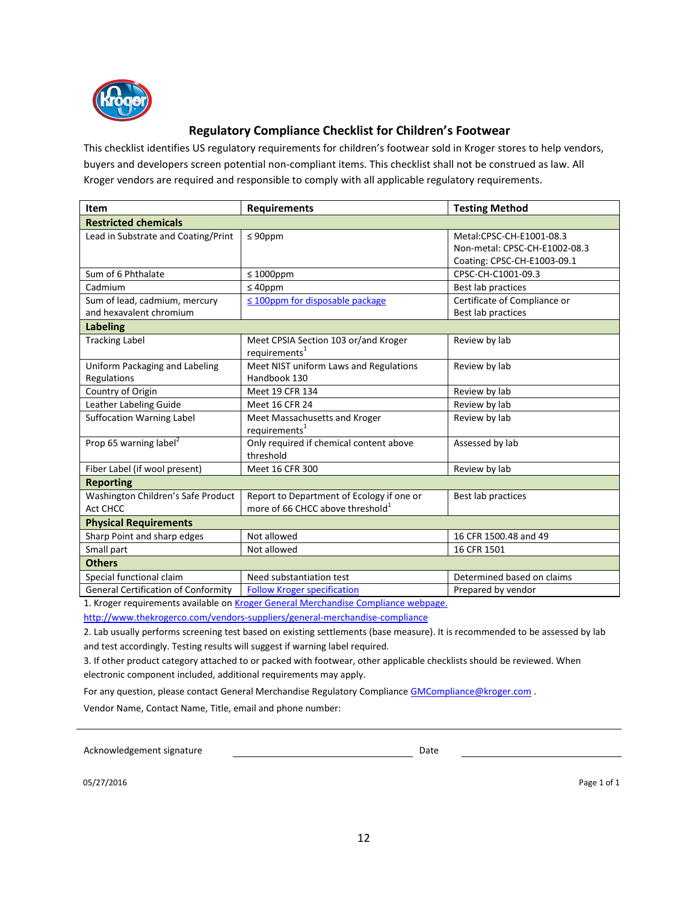## Regulatory Compliance Checklist for Children's Footwear

This checklist identifies US regulatory requirements for children's footwear sold in Kroger stores to help vendors, buyers and developers screen potential non-compliant items. This checklist shall not be construed as law. All Kroger vendors are required and responsible to comply with all applicable regulatory requirements.

| Item | Requirements | Testing Method |
|---|---|---|
| **Restricted chemicals** | | |
| Lead in Substrate and Coating/Print | ≤ 90ppm | Metal:CPSC-CH-E1001-08.3<br>Non-metal: CPSC-CH-E1002-08.3<br>Coating: CPSC-CH-E1003-09.1 |
| Sum of 6 Phthalate | ≤ 1000ppm | CPSC-CH-C1001-09.3 |
| Cadmium | ≤ 40ppm | Best lab practices |
| Sum of lead, cadmium, mercury and hexavalent chromium | ≤ 100ppm for disposable package | Certificate of Compliance or Best lab practices |
| **Labeling** | | |
| Tracking Label | Meet CPSIA Section 103 or/and Kroger requirements[1] | Review by lab |
| Uniform Packaging and Labeling Regulations | Meet NIST uniform Laws and Regulations Handbook 130 | Review by lab |
| Country of Origin | Meet 19 CFR 134 | Review by lab |
| Leather Labeling Guide | Meet 16 CFR 24 | Review by lab |
| Suffocation Warning Label | Meet Massachusetts and Kroger requirements[1] | Review by lab |
| Prop 65 warning label[2] | Only required if chemical content above threshold | Assessed by lab |
| Fiber Label (if wool present) | Meet 16 CFR 300 | Review by lab |
| **Reporting** | | |
| Washington Children's Safe Product Act CHCC | Report to Department of Ecology if one or more of 66 CHCC above threshold[1] | Best lab practices |
| **Physical Requirements** | | |
| Sharp Point and sharp edges | Not allowed | 16 CFR 1500.48 and 49 |
| Small part | Not allowed | 16 CFR 1501 |
| **Others** | | |
| Special functional claim | Need substantiation test | Determined based on claims |
| General Certification of Conformity | Follow Kroger specification | Prepared by vendor |

1. Kroger requirements available on Kroger General Merchandise Compliance webpage. http://www.thekrogerco.com/vendors-suppliers/general-merchandise-compliance

2. Lab usually performs screening test based on existing settlements (base measure). It is recommended to be assessed by lab and test accordingly. Testing results will suggest if warning label required.

3. If other product category attached to or packed with footwear, other applicable checklists should be reviewed. When electronic component included, additional requirements may apply.

For any question, please contact General Merchandise Regulatory Compliance GMCompliance@kroger.com .

Vendor Name, Contact Name, Title, email and phone number:

Acknowledgement signature \_\_\_\_\_\_\_\_\_\_\_\_\_\_\_\_\_\_\_\_ Date \_\_\_\_\_\_\_\_\_\_\_\_\_\_\_\_\_\_\_\_

05/27/2016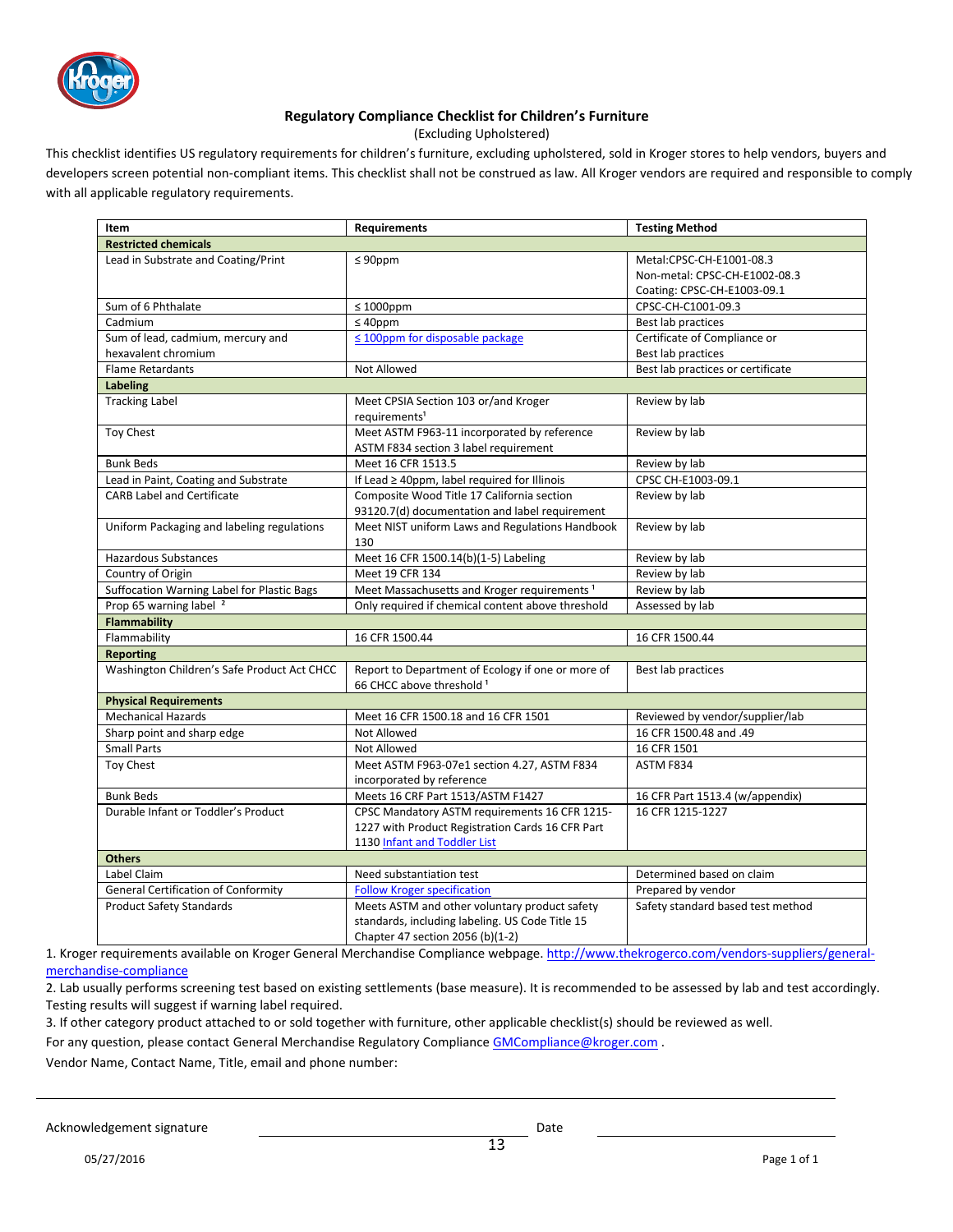**Regulatory Compliance Checklist for Children's Furniture**

(Excluding Upholstered)

This checklist identifies US regulatory requirements for children's furniture, excluding upholstered, sold in Kroger stores to help vendors, buyers and developers screen potential non-compliant items. This checklist shall not be construed as law. All Kroger vendors are required and responsible to comply with all applicable regulatory requirements.

| Item | Requirements | Testing Method |
|---|---|---|
| **Restricted chemicals** | | |
| Lead in Substrate and Coating/Print | ≤ 90ppm | Metal:CPSC-CH-E1001-08.3<br>Non-metal: CPSC-CH-E1002-08.3<br>Coating: CPSC-CH-E1003-09.1 |
| Sum of 6 Phthalate | ≤ 1000ppm | CPSC-CH-C1001-09.3 |
| Cadmium | ≤ 40ppm | Best lab practices |
| Sum of lead, cadmium, mercury and hexavalent chromium | ≤ 100ppm for disposable package | Certificate of Compliance or Best lab practices |
| Flame Retardants | Not Allowed | Best lab practices or certificate |
| **Labeling** | | |
| Tracking Label | Meet CPSIA Section 103 or/and Kroger requirements[1] | Review by lab |
| Toy Chest | Meet ASTM F963-11 incorporated by reference ASTM F834 section 3 label requirement | Review by lab |
| Bunk Beds | Meet 16 CFR 1513.5 | Review by lab |
| Lead in Paint, Coating and Substrate | If Lead ≥ 40ppm, label required for Illinois | CPSC CH-E1003-09.1 |
| CARB Label and Certificate | Composite Wood Title 17 California section 93120.7(d) documentation and label requirement | Review by lab |
| Uniform Packaging and labeling regulations | Meet NIST uniform Laws and Regulations Handbook 130 | Review by lab |
| Hazardous Substances | Meet 16 CFR 1500.14(b)(1-5) Labeling | Review by lab |
| Country of Origin | Meet 19 CFR 134 | Review by lab |
| Suffocation Warning Label for Plastic Bags | Meet Massachusetts and Kroger requirements [1] | Review by lab |
| Prop 65 warning label [2] | Only required if chemical content above threshold | Assessed by lab |
| **Flammability** | | |
| Flammability | 16 CFR 1500.44 | 16 CFR 1500.44 |
| **Reporting** | | |
| Washington Children's Safe Product Act CHCC | Report to Department of Ecology if one or more of 66 CHCC above threshold [1] | Best lab practices |
| **Physical Requirements** | | |
| Mechanical Hazards | Meet 16 CFR 1500.18 and 16 CFR 1501 | Reviewed by vendor/supplier/lab |
| Sharp point and sharp edge | Not Allowed | 16 CFR 1500.48 and .49 |
| Small Parts | Not Allowed | 16 CFR 1501 |
| Toy Chest | Meet ASTM F963-07e1 section 4.27, ASTM F834 incorporated by reference | ASTM F834 |
| Bunk Beds | Meets 16 CRF Part 1513/ASTM F1427 | 16 CFR Part 1513.4 (w/appendix) |
| Durable Infant or Toddler's Product | CPSC Mandatory ASTM requirements 16 CFR 1215-1227 with Product Registration Cards 16 CFR Part 1130 Infant and Toddler List | 16 CFR 1215-1227 |
| **Others** | | |
| Label Claim | Need substantiation test | Determined based on claim |
| General Certification of Conformity | Follow Kroger specification | Prepared by vendor |
| Product Safety Standards | Meets ASTM and other voluntary product safety standards, including labeling. US Code Title 15 Chapter 47 section 2056 (b)(1-2) | Safety standard based test method |

1. Kroger requirements available on Kroger General Merchandise Compliance webpage. http://www.thekrogerco.com/vendors-suppliers/general-merchandise-compliance
2. Lab usually performs screening test based on existing settlements (base measure). It is recommended to be assessed by lab and test accordingly. Testing results will suggest if warning label required.
3. If other category product attached to or sold together with furniture, other applicable checklist(s) should be reviewed as well.

For any question, please contact General Merchandise Regulatory Compliance GMCompliance@kroger.com .

Vendor Name, Contact Name, Title, email and phone number:

Acknowledgement signature ______________________ Date ______________________

05/27/2016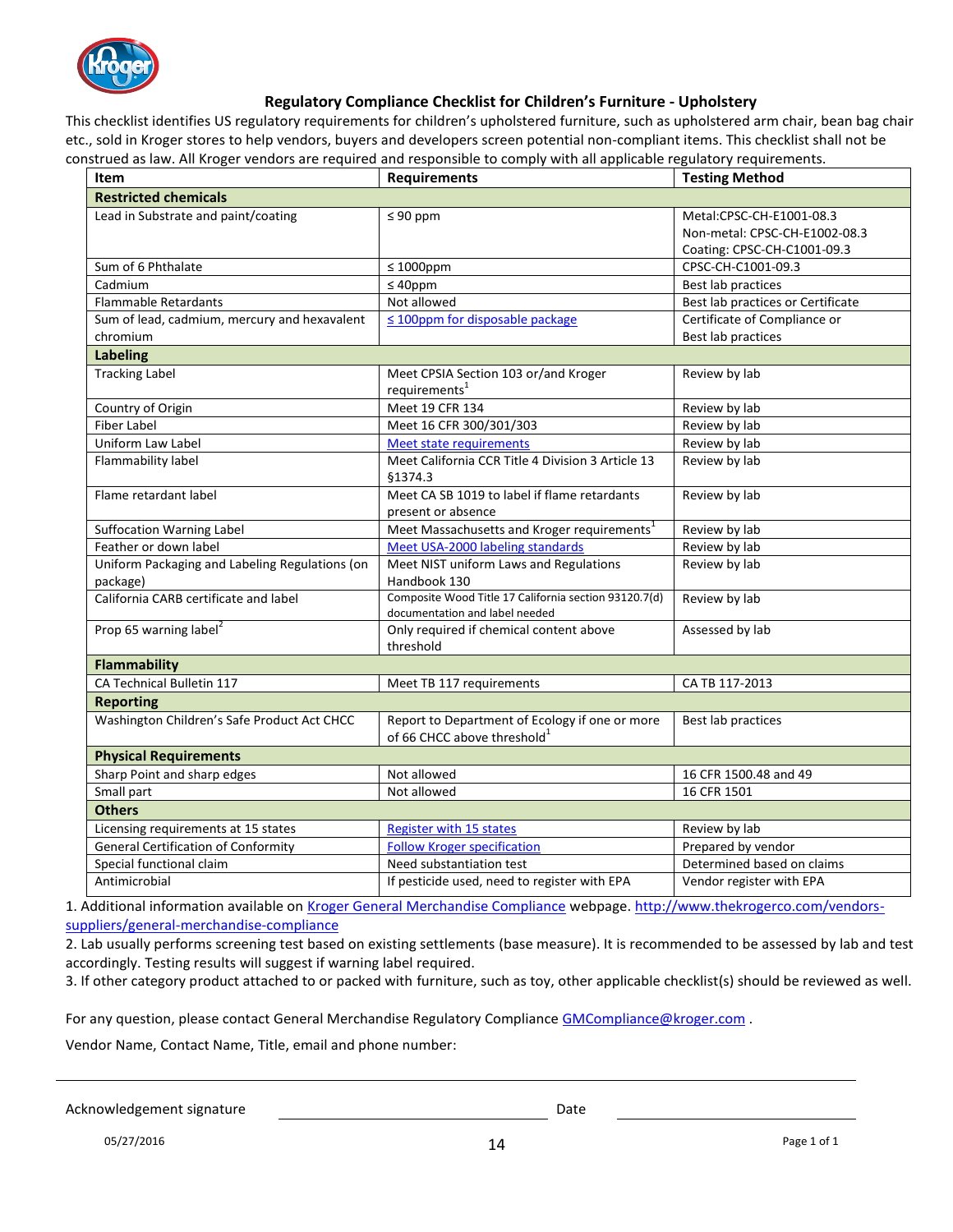## Regulatory Compliance Checklist for Children's Furniture - Upholstery

This checklist identifies US regulatory requirements for children's upholstered furniture, such as upholstered arm chair, bean bag chair etc., sold in Kroger stores to help vendors, buyers and developers screen potential non-compliant items. This checklist shall not be construed as law. All Kroger vendors are required and responsible to comply with all applicable regulatory requirements.

| Item | Requirements | Testing Method |
|---|---|---|
| **Restricted chemicals** | | |
| Lead in Substrate and paint/coating | ≤ 90 ppm | Metal:CPSC-CH-E1001-08.3<br>Non-metal: CPSC-CH-E1002-08.3<br>Coating: CPSC-CH-C1001-09.3 |
| Sum of 6 Phthalate | ≤ 1000ppm | CPSC-CH-C1001-09.3 |
| Cadmium | ≤ 40ppm | Best lab practices |
| Flammable Retardants | Not allowed | Best lab practices or Certificate |
| Sum of lead, cadmium, mercury and hexavalent chromium | ≤ 100ppm for disposable package | Certificate of Compliance or Best lab practices |
| **Labeling** | | |
| Tracking Label | Meet CPSIA Section 103 or/and Kroger requirements[1] | Review by lab |
| Country of Origin | Meet 19 CFR 134 | Review by lab |
| Fiber Label | Meet 16 CFR 300/301/303 | Review by lab |
| Uniform Law Label | Meet state requirements | Review by lab |
| Flammability label | Meet California CCR Title 4 Division 3 Article 13 §1374.3 | Review by lab |
| Flame retardant label | Meet CA SB 1019 to label if flame retardants present or absence | Review by lab |
| Suffocation Warning Label | Meet Massachusetts and Kroger requirements[1] | Review by lab |
| Feather or down label | Meet USA-2000 labeling standards | Review by lab |
| Uniform Packaging and Labeling Regulations (on package) | Meet NIST uniform Laws and Regulations Handbook 130 | Review by lab |
| California CARB certificate and label | Composite Wood Title 17 California section 93120.7(d) documentation and label needed | Review by lab |
| Prop 65 warning label[2] | Only required if chemical content above threshold | Assessed by lab |
| **Flammability** | | |
| CA Technical Bulletin 117 | Meet TB 117 requirements | CA TB 117-2013 |
| **Reporting** | | |
| Washington Children's Safe Product Act CHCC | Report to Department of Ecology if one or more of 66 CHCC above threshold[1] | Best lab practices |
| **Physical Requirements** | | |
| Sharp Point and sharp edges | Not allowed | 16 CFR 1500.48 and 49 |
| Small part | Not allowed | 16 CFR 1501 |
| **Others** | | |
| Licensing requirements at 15 states | Register with 15 states | Review by lab |
| General Certification of Conformity | Follow Kroger specification | Prepared by vendor |
| Special functional claim | Need substantiation test | Determined based on claims |
| Antimicrobial | If pesticide used, need to register with EPA | Vendor register with EPA |

1. Additional information available on Kroger General Merchandise Compliance webpage. http://www.thekrogerco.com/vendors-suppliers/general-merchandise-compliance
2. Lab usually performs screening test based on existing settlements (base measure). It is recommended to be assessed by lab and test accordingly. Testing results will suggest if warning label required.
3. If other category product attached to or packed with furniture, such as toy, other applicable checklist(s) should be reviewed as well.

For any question, please contact General Merchandise Regulatory Compliance GMCompliance@kroger.com .

Vendor Name, Contact Name, Title, email and phone number:

______________________________________________

Acknowledgement signature ____________________ Date ____________________

05/27/2016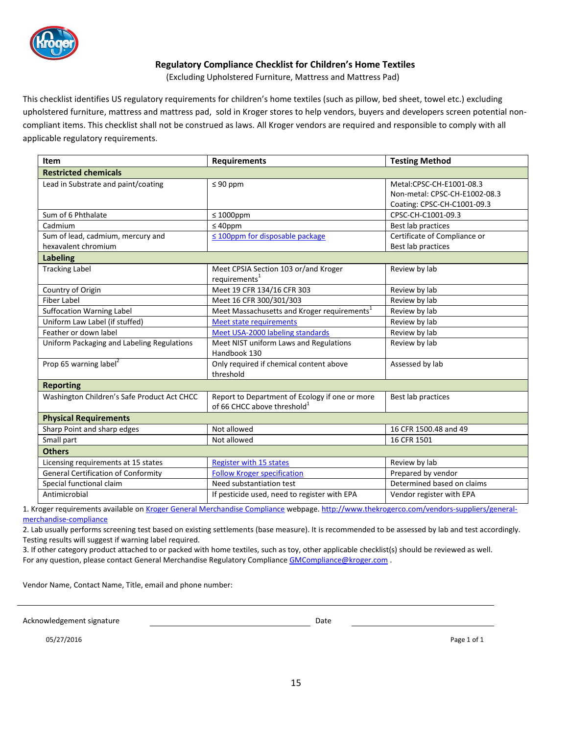## Regulatory Compliance Checklist for Children's Home Textiles

(Excluding Upholstered Furniture, Mattress and Mattress Pad)

This checklist identifies US regulatory requirements for children's home textiles (such as pillow, bed sheet, towel etc.) excluding upholstered furniture, mattress and mattress pad, sold in Kroger stores to help vendors, buyers and developers screen potential non-compliant items. This checklist shall not be construed as laws. All Kroger vendors are required and responsible to comply with all applicable regulatory requirements.

| Item | Requirements | Testing Method |
|---|---|---|
| **Restricted chemicals** | | |
| Lead in Substrate and paint/coating | ≤ 90 ppm | Metal:CPSC-CH-E1001-08.3<br>Non-metal: CPSC-CH-E1002-08.3<br>Coating: CPSC-CH-C1001-09.3 |
| Sum of 6 Phthalate | ≤ 1000ppm | CPSC-CH-C1001-09.3 |
| Cadmium | ≤ 40ppm | Best lab practices |
| Sum of lead, cadmium, mercury and hexavalent chromium | ≤ 100ppm for disposable package | Certificate of Compliance or Best lab practices |
| **Labeling** | | |
| Tracking Label | Meet CPSIA Section 103 or/and Kroger requirements[1] | Review by lab |
| Country of Origin | Meet 19 CFR 134/16 CFR 303 | Review by lab |
| Fiber Label | Meet 16 CFR 300/301/303 | Review by lab |
| Suffocation Warning Label | Meet Massachusetts and Kroger requirements[1] | Review by lab |
| Uniform Law Label (if stuffed) | Meet state requirements | Review by lab |
| Feather or down label | Meet USA-2000 labeling standards | Review by lab |
| Uniform Packaging and Labeling Regulations | Meet NIST uniform Laws and Regulations Handbook 130 | Review by lab |
| Prop 65 warning label[2] | Only required if chemical content above threshold | Assessed by lab |
| **Reporting** | | |
| Washington Children's Safe Product Act CHCC | Report to Department of Ecology if one or more of 66 CHCC above threshold[1] | Best lab practices |
| **Physical Requirements** | | |
| Sharp Point and sharp edges | Not allowed | 16 CFR 1500.48 and 49 |
| Small part | Not allowed | 16 CFR 1501 |
| **Others** | | |
| Licensing requirements at 15 states | Register with 15 states | Review by lab |
| General Certification of Conformity | Follow Kroger specification | Prepared by vendor |
| Special functional claim | Need substantiation test | Determined based on claims |
| Antimicrobial | If pesticide used, need to register with EPA | Vendor register with EPA |

1. Kroger requirements available on Kroger General Merchandise Compliance webpage. http://www.thekrogerco.com/vendors-suppliers/general-merchandise-compliance
2. Lab usually performs screening test based on existing settlements (base measure). It is recommended to be assessed by lab and test accordingly. Testing results will suggest if warning label required.
3. If other category product attached to or packed with home textiles, such as toy, other applicable checklist(s) should be reviewed as well.

For any question, please contact General Merchandise Regulatory Compliance GMCompliance@kroger.com .

Vendor Name, Contact Name, Title, email and phone number:

______________________________________________________________________

Acknowledgement signature ______________________________ Date ______________________

05/27/2016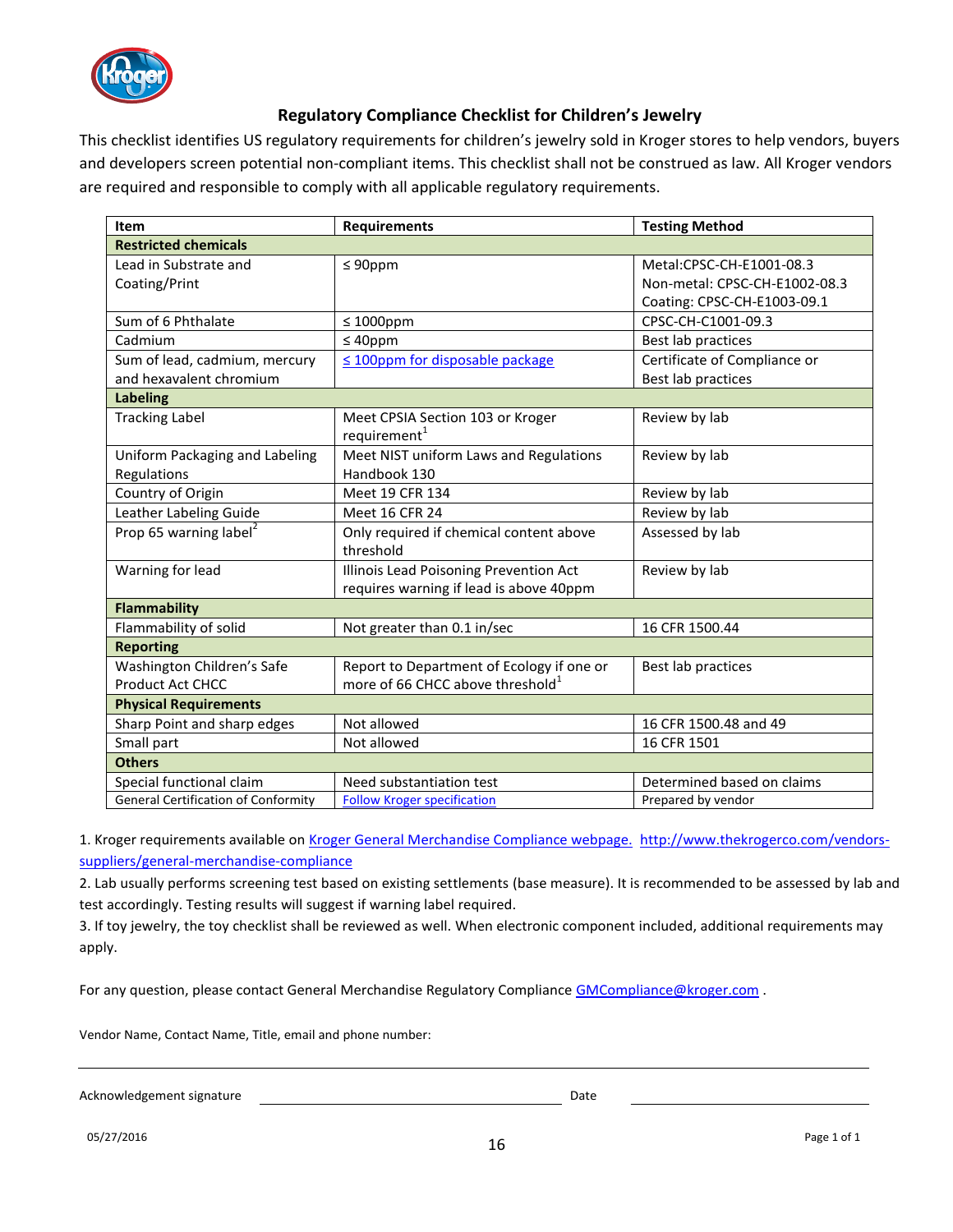# Regulatory Compliance Checklist for Children's Jewelry

This checklist identifies US regulatory requirements for children's jewelry sold in Kroger stores to help vendors, buyers and developers screen potential non-compliant items. This checklist shall not be construed as law. All Kroger vendors are required and responsible to comply with all applicable regulatory requirements.

| Item | Requirements | Testing Method |
|---|---|---|
| **Restricted chemicals** | | |
| Lead in Substrate and Coating/Print | ≤ 90ppm | Metal:CPSC-CH-E1001-08.3<br>Non-metal: CPSC-CH-E1002-08.3<br>Coating: CPSC-CH-E1003-09.1 |
| Sum of 6 Phthalate | ≤ 1000ppm | CPSC-CH-C1001-09.3 |
| Cadmium | ≤ 40ppm | Best lab practices |
| Sum of lead, cadmium, mercury and hexavalent chromium | ≤ 100ppm for disposable package | Certificate of Compliance or Best lab practices |
| **Labeling** | | |
| Tracking Label | Meet CPSIA Section 103 or Kroger requirement[1] | Review by lab |
| Uniform Packaging and Labeling Regulations | Meet NIST uniform Laws and Regulations Handbook 130 | Review by lab |
| Country of Origin | Meet 19 CFR 134 | Review by lab |
| Leather Labeling Guide | Meet 16 CFR 24 | Review by lab |
| Prop 65 warning label[2] | Only required if chemical content above threshold | Assessed by lab |
| Warning for lead | Illinois Lead Poisoning Prevention Act requires warning if lead is above 40ppm | Review by lab |
| **Flammability** | | |
| Flammability of solid | Not greater than 0.1 in/sec | 16 CFR 1500.44 |
| **Reporting** | | |
| Washington Children's Safe Product Act CHCC | Report to Department of Ecology if one or more of 66 CHCC above threshold[1] | Best lab practices |
| **Physical Requirements** | | |
| Sharp Point and sharp edges | Not allowed | 16 CFR 1500.48 and 49 |
| Small part | Not allowed | 16 CFR 1501 |
| **Others** | | |
| Special functional claim | Need substantiation test | Determined based on claims |
| General Certification of Conformity | Follow Kroger specification | Prepared by vendor |

1. Kroger requirements available on Kroger General Merchandise Compliance webpage. http://www.thekrogerco.com/vendors-suppliers/general-merchandise-compliance

2. Lab usually performs screening test based on existing settlements (base measure). It is recommended to be assessed by lab and test accordingly. Testing results will suggest if warning label required.

3. If toy jewelry, the toy checklist shall be reviewed as well. When electronic component included, additional requirements may apply.

For any question, please contact General Merchandise Regulatory Compliance GMCompliance@kroger.com .

Vendor Name, Contact Name, Title, email and phone number:

______________________________________________

Acknowledgement signature ____________________ Date ____________________

05/27/2016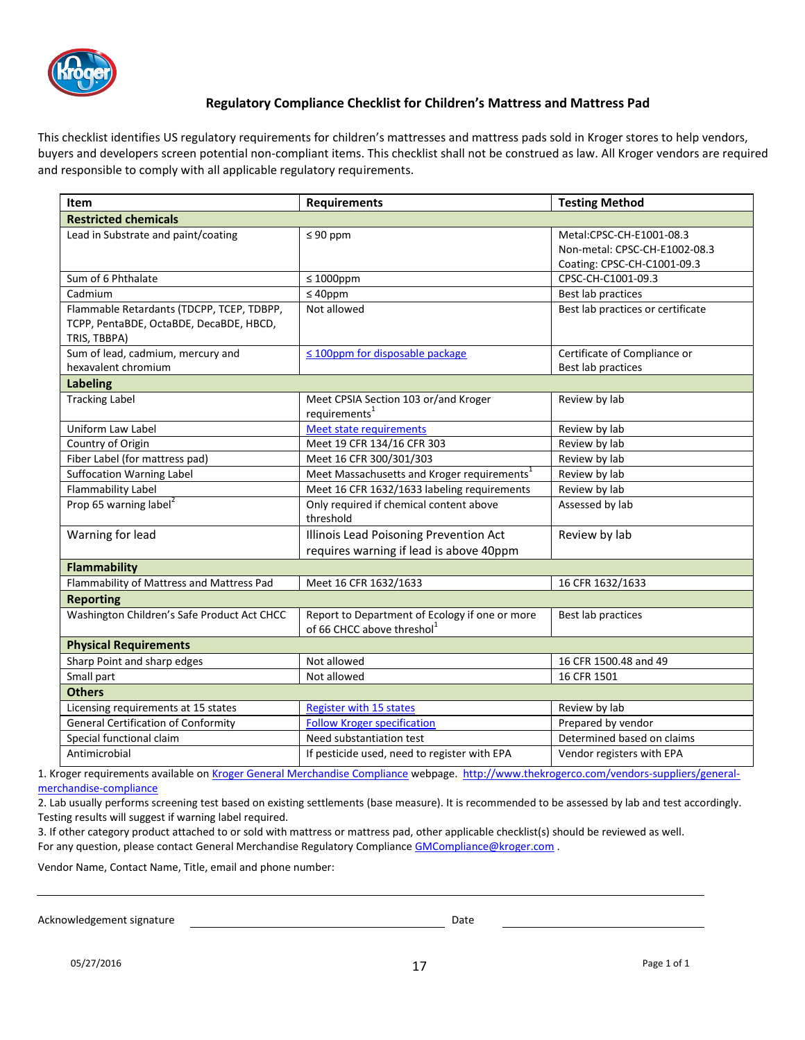# Regulatory Compliance Checklist for Children's Mattress and Mattress Pad

This checklist identifies US regulatory requirements for children's mattresses and mattress pads sold in Kroger stores to help vendors, buyers and developers screen potential non-compliant items. This checklist shall not be construed as law. All Kroger vendors are required and responsible to comply with all applicable regulatory requirements.

| Item | Requirements | Testing Method |
|---|---|---|
| **Restricted chemicals** | | |
| Lead in Substrate and paint/coating | ≤ 90 ppm | Metal:CPSC-CH-E1001-08.3<br>Non-metal: CPSC-CH-E1002-08.3<br>Coating: CPSC-CH-C1001-09.3 |
| Sum of 6 Phthalate | ≤ 1000ppm | CPSC-CH-C1001-09.3 |
| Cadmium | ≤ 40ppm | Best lab practices |
| Flammable Retardants (TDCPP, TCEP, TDBPP, TCPP, PentaBDE, OctaBDE, DecaBDE, HBCD, TRIS, TBBPA) | Not allowed | Best lab practices or certificate |
| Sum of lead, cadmium, mercury and hexavalent chromium | ≤ 100ppm for disposable package | Certificate of Compliance or Best lab practices |
| **Labeling** | | |
| Tracking Label | Meet CPSIA Section 103 or/and Kroger requirements[1] | Review by lab |
| Uniform Law Label | Meet state requirements | Review by lab |
| Country of Origin | Meet 19 CFR 134/16 CFR 303 | Review by lab |
| Fiber Label (for mattress pad) | Meet 16 CFR 300/301/303 | Review by lab |
| Suffocation Warning Label | Meet Massachusetts and Kroger requirements[1] | Review by lab |
| Flammability Label | Meet 16 CFR 1632/1633 labeling requirements | Review by lab |
| Prop 65 warning label[2] | Only required if chemical content above threshold | Assessed by lab |
| Warning for lead | Illinois Lead Poisoning Prevention Act requires warning if lead is above 40ppm | Review by lab |
| **Flammability** | | |
| Flammability of Mattress and Mattress Pad | Meet 16 CFR 1632/1633 | 16 CFR 1632/1633 |
| **Reporting** | | |
| Washington Children's Safe Product Act CHCC | Report to Department of Ecology if one or more of 66 CHCC above threshol[1] | Best lab practices |
| **Physical Requirements** | | |
| Sharp Point and sharp edges | Not allowed | 16 CFR 1500.48 and 49 |
| Small part | Not allowed | 16 CFR 1501 |
| **Others** | | |
| Licensing requirements at 15 states | Register with 15 states | Review by lab |
| General Certification of Conformity | Follow Kroger specification | Prepared by vendor |
| Special functional claim | Need substantiation test | Determined based on claims |
| Antimicrobial | If pesticide used, need to register with EPA | Vendor registers with EPA |

1. Kroger requirements available on Kroger General Merchandise Compliance webpage. http://www.thekrogerco.com/vendors-suppliers/general-merchandise-compliance
2. Lab usually performs screening test based on existing settlements (base measure). It is recommended to be assessed by lab and test accordingly. Testing results will suggest if warning label required.
3. If other category product attached to or sold with mattress or mattress pad, other applicable checklist(s) should be reviewed as well.

For any question, please contact General Merchandise Regulatory Compliance GMCompliance@kroger.com .

Vendor Name, Contact Name, Title, email and phone number:

______________________________________________

Acknowledgement signature ____________________ Date ____________________

05/27/2016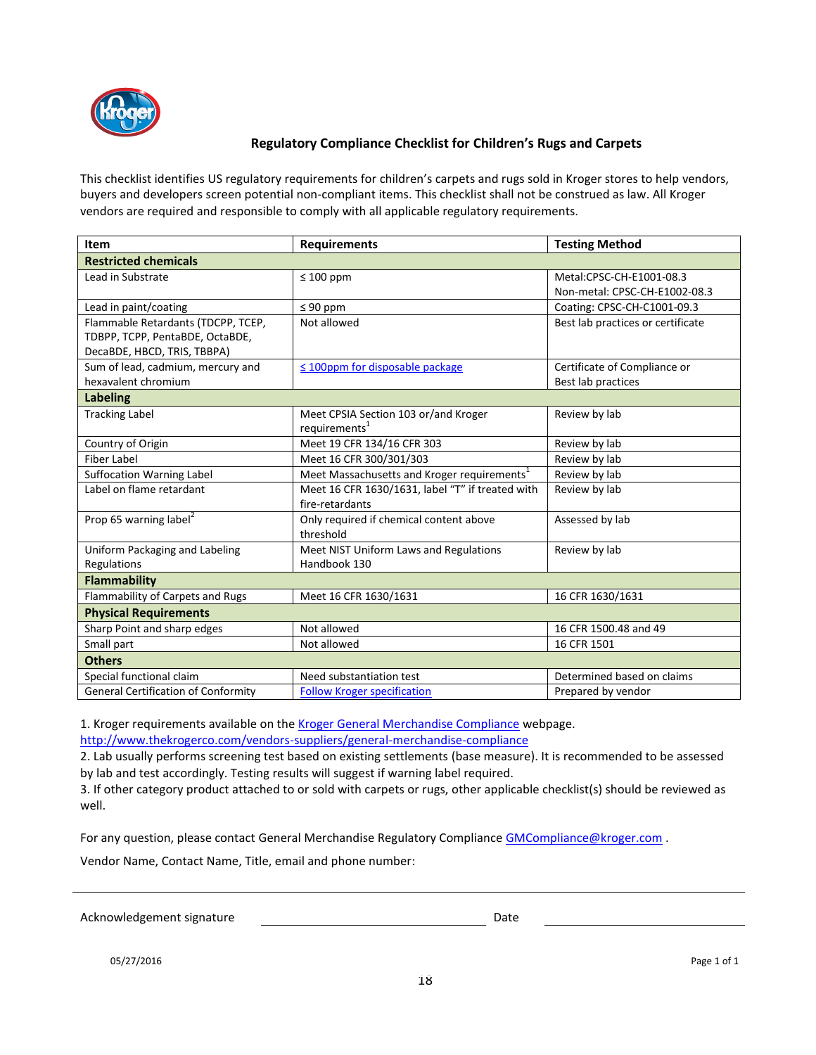## Regulatory Compliance Checklist for Children's Rugs and Carpets

This checklist identifies US regulatory requirements for children's carpets and rugs sold in Kroger stores to help vendors, buyers and developers screen potential non-compliant items. This checklist shall not be construed as law. All Kroger vendors are required and responsible to comply with all applicable regulatory requirements.

| Item | Requirements | Testing Method |
|---|---|---|
| **Restricted chemicals** | | |
| Lead in Substrate | ≤ 100 ppm | Metal:CPSC-CH-E1001-08.3<br>Non-metal: CPSC-CH-E1002-08.3 |
| Lead in paint/coating | ≤ 90 ppm | Coating: CPSC-CH-C1001-09.3 |
| Flammable Retardants (TDCPP, TCEP, TDBPP, TCPP, PentaBDE, OctaBDE, DecaBDE, HBCD, TRIS, TBBPA) | Not allowed | Best lab practices or certificate |
| Sum of lead, cadmium, mercury and hexavalent chromium | ≤ 100ppm for disposable package | Certificate of Compliance or Best lab practices |
| **Labeling** | | |
| Tracking Label | Meet CPSIA Section 103 or/and Kroger requirements[1] | Review by lab |
| Country of Origin | Meet 19 CFR 134/16 CFR 303 | Review by lab |
| Fiber Label | Meet 16 CFR 300/301/303 | Review by lab |
| Suffocation Warning Label | Meet Massachusetts and Kroger requirements[1] | Review by lab |
| Label on flame retardant | Meet 16 CFR 1630/1631, label "T" if treated with fire-retardants | Review by lab |
| Prop 65 warning label[2] | Only required if chemical content above threshold | Assessed by lab |
| Uniform Packaging and Labeling Regulations | Meet NIST Uniform Laws and Regulations Handbook 130 | Review by lab |
| **Flammability** | | |
| Flammability of Carpets and Rugs | Meet 16 CFR 1630/1631 | 16 CFR 1630/1631 |
| **Physical Requirements** | | |
| Sharp Point and sharp edges | Not allowed | 16 CFR 1500.48 and 49 |
| Small part | Not allowed | 16 CFR 1501 |
| **Others** | | |
| Special functional claim | Need substantiation test | Determined based on claims |
| General Certification of Conformity | Follow Kroger specification | Prepared by vendor |

1. Kroger requirements available on the Kroger General Merchandise Compliance webpage. http://www.thekrogerco.com/vendors-suppliers/general-merchandise-compliance
2. Lab usually performs screening test based on existing settlements (base measure). It is recommended to be assessed by lab and test accordingly. Testing results will suggest if warning label required.
3. If other category product attached to or sold with carpets or rugs, other applicable checklist(s) should be reviewed as well.

For any question, please contact General Merchandise Regulatory Compliance GMCompliance@kroger.com .

Vendor Name, Contact Name, Title, email and phone number:

Acknowledgement signature ______________________ Date ______________________

05/27/2016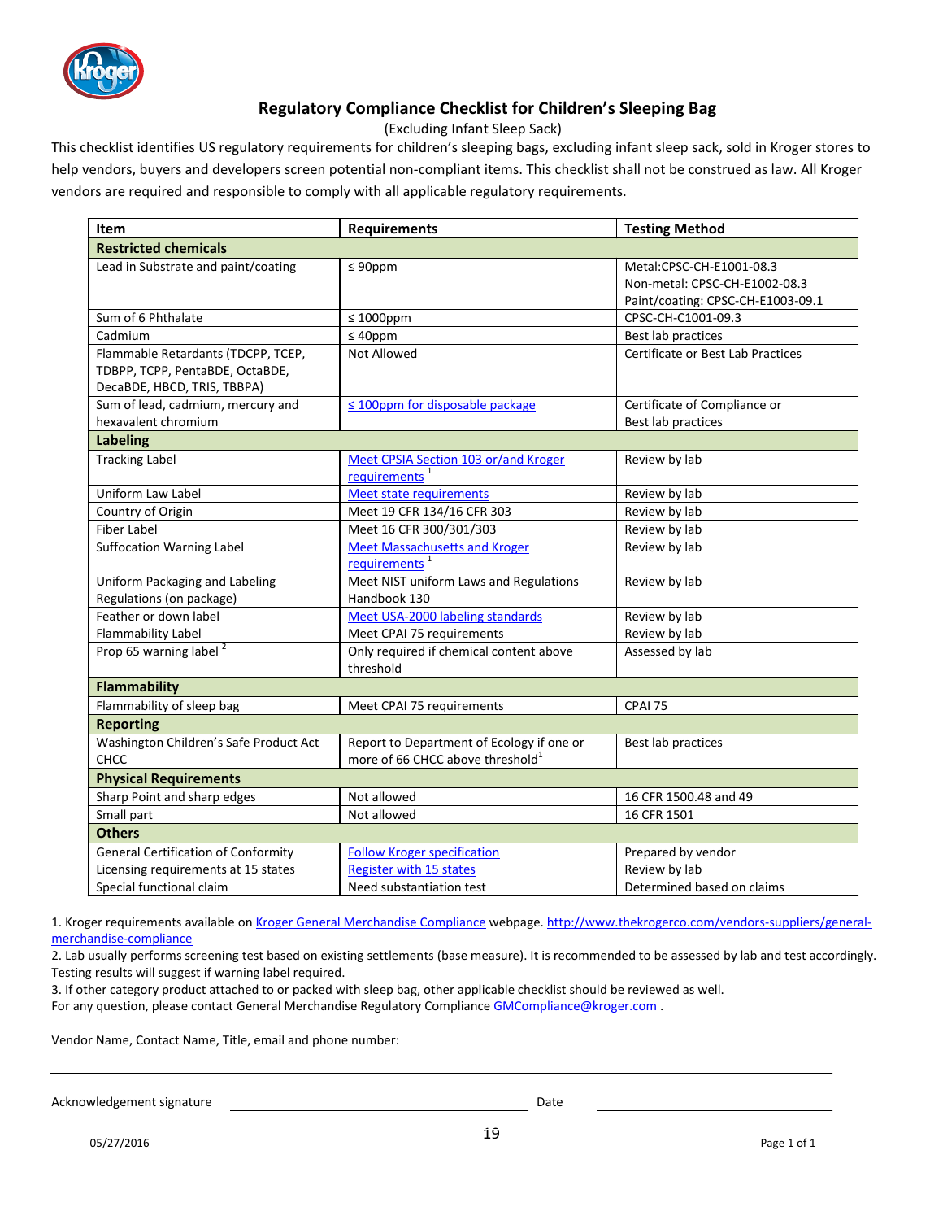# Regulatory Compliance Checklist for Children's Sleeping Bag

(Excluding Infant Sleep Sack)

This checklist identifies US regulatory requirements for children's sleeping bags, excluding infant sleep sack, sold in Kroger stores to help vendors, buyers and developers screen potential non-compliant items. This checklist shall not be construed as law. All Kroger vendors are required and responsible to comply with all applicable regulatory requirements.

| Item | Requirements | Testing Method |
|---|---|---|
| **Restricted chemicals** | | |
| Lead in Substrate and paint/coating | ≤ 90ppm | Metal:CPSC-CH-E1001-08.3<br>Non-metal: CPSC-CH-E1002-08.3<br>Paint/coating: CPSC-CH-E1003-09.1 |
| Sum of 6 Phthalate | ≤ 1000ppm | CPSC-CH-C1001-09.3 |
| Cadmium | ≤ 40ppm | Best lab practices |
| Flammable Retardants (TDCPP, TCEP, TDBPP, TCPP, PentaBDE, OctaBDE, DecaBDE, HBCD, TRIS, TBBPA) | Not Allowed | Certificate or Best Lab Practices |
| Sum of lead, cadmium, mercury and hexavalent chromium | ≤ 100ppm for disposable package | Certificate of Compliance or Best lab practices |
| **Labeling** | | |
| Tracking Label | Meet CPSIA Section 103 or/and Kroger requirements [1] | Review by lab |
| Uniform Law Label | Meet state requirements | Review by lab |
| Country of Origin | Meet 19 CFR 134/16 CFR 303 | Review by lab |
| Fiber Label | Meet 16 CFR 300/301/303 | Review by lab |
| Suffocation Warning Label | Meet Massachusetts and Kroger requirements [1] | Review by lab |
| Uniform Packaging and Labeling Regulations (on package) | Meet NIST uniform Laws and Regulations Handbook 130 | Review by lab |
| Feather or down label | Meet USA-2000 labeling standards | Review by lab |
| Flammability Label | Meet CPAI 75 requirements | Review by lab |
| Prop 65 warning label [2] | Only required if chemical content above threshold | Assessed by lab |
| **Flammability** | | |
| Flammability of sleep bag | Meet CPAI 75 requirements | CPAI 75 |
| **Reporting** | | |
| Washington Children's Safe Product Act CHCC | Report to Department of Ecology if one or more of 66 CHCC above threshold[1] | Best lab practices |
| **Physical Requirements** | | |
| Sharp Point and sharp edges | Not allowed | 16 CFR 1500.48 and 49 |
| Small part | Not allowed | 16 CFR 1501 |
| **Others** | | |
| General Certification of Conformity | Follow Kroger specification | Prepared by vendor |
| Licensing requirements at 15 states | Register with 15 states | Review by lab |
| Special functional claim | Need substantiation test | Determined based on claims |

1. Kroger requirements available on Kroger General Merchandise Compliance webpage. http://www.thekrogerco.com/vendors-suppliers/general-merchandise-compliance
2. Lab usually performs screening test based on existing settlements (base measure). It is recommended to be assessed by lab and test accordingly. Testing results will suggest if warning label required.
3. If other category product attached to or packed with sleep bag, other applicable checklist should be reviewed as well.

For any question, please contact General Merchandise Regulatory Compliance GMCompliance@kroger.com .

Vendor Name, Contact Name, Title, email and phone number:

______________________________________________________________

Acknowledgement signature ______________________ Date ______________________

05/27/2016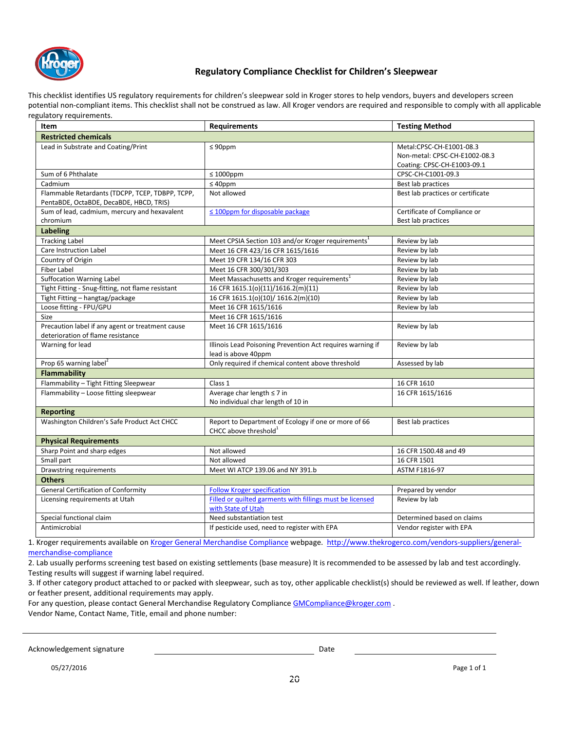# Regulatory Compliance Checklist for Children's Sleepwear

This checklist identifies US regulatory requirements for children's sleepwear sold in Kroger stores to help vendors, buyers and developers screen potential non-compliant items. This checklist shall not be construed as law. All Kroger vendors are required and responsible to comply with all applicable regulatory requirements.

| Item | Requirements | Testing Method |
|---|---|---|
| **Restricted chemicals** | | |
| Lead in Substrate and Coating/Print | ≤ 90ppm | Metal:CPSC-CH-E1001-08.3<br>Non-metal: CPSC-CH-E1002-08.3<br>Coating: CPSC-CH-E1003-09.1 |
| Sum of 6 Phthalate | ≤ 1000ppm | CPSC-CH-C1001-09.3 |
| Cadmium | ≤ 40ppm | Best lab practices |
| Flammable Retardants (TDCPP, TCEP, TDBPP, TCPP, PentaBDE, OctaBDE, DecaBDE, HBCD, TRIS) | Not allowed | Best lab practices or certificate |
| Sum of lead, cadmium, mercury and hexavalent chromium | ≤ 100ppm for disposable package | Certificate of Compliance or Best lab practices |
| **Labeling** | | |
| Tracking Label | Meet CPSIA Section 103 and/or Kroger requirements[1] | Review by lab |
| Care Instruction Label | Meet 16 CFR 423/16 CFR 1615/1616 | Review by lab |
| Country of Origin | Meet 19 CFR 134/16 CFR 303 | Review by lab |
| Fiber Label | Meet 16 CFR 300/301/303 | Review by lab |
| Suffocation Warning Label | Meet Massachusetts and Kroger requirements[1] | Review by lab |
| Tight Fitting - Snug-fitting, not flame resistant | 16 CFR 1615.1(o)(11)/1616.2(m)(11) | Review by lab |
| Tight Fitting – hangtag/package | 16 CFR 1615.1(o)(10)/ 1616.2(m)(10) | Review by lab |
| Loose fitting - FPU/GPU | Meet 16 CFR 1615/1616 | Review by lab |
| Size | Meet 16 CFR 1615/1616 | |
| Precaution label if any agent or treatment cause deterioration of flame resistance | Meet 16 CFR 1615/1616 | Review by lab |
| Warning for lead | Illinois Lead Poisoning Prevention Act requires warning if lead is above 40ppm | Review by lab |
| Prop 65 warning label[2] | Only required if chemical content above threshold | Assessed by lab |
| **Flammability** | | |
| Flammability – Tight Fitting Sleepwear | Class 1 | 16 CFR 1610 |
| Flammability – Loose fitting sleepwear | Average char length ≤ 7 in<br>No individual char length of 10 in | 16 CFR 1615/1616 |
| **Reporting** | | |
| Washington Children's Safe Product Act CHCC | Report to Department of Ecology if one or more of 66 CHCC above threshold[1] | Best lab practices |
| **Physical Requirements** | | |
| Sharp Point and sharp edges | Not allowed | 16 CFR 1500.48 and 49 |
| Small part | Not allowed | 16 CFR 1501 |
| Drawstring requirements | Meet WI ATCP 139.06 and NY 391.b | ASTM F1816-97 |
| **Others** | | |
| General Certification of Conformity | Follow Kroger specification | Prepared by vendor |
| Licensing requirements at Utah | Filled or quilted garments with fillings must be licensed with State of Utah | Review by lab |
| Special functional claim | Need substantiation test | Determined based on claims |
| Antimicrobial | If pesticide used, need to register with EPA | Vendor register with EPA |

1. Kroger requirements available on Kroger General Merchandise Compliance webpage. http://www.thekrogerco.com/vendors-suppliers/general-merchandise-compliance
2. Lab usually performs screening test based on existing settlements (base measure) It is recommended to be assessed by lab and test accordingly. Testing results will suggest if warning label required.
3. If other category product attached to or packed with sleepwear, such as toy, other applicable checklist(s) should be reviewed as well. If leather, down or feather present, additional requirements may apply.

For any question, please contact General Merchandise Regulatory Compliance GMCompliance@kroger.com .

Vendor Name, Contact Name, Title, email and phone number:

Acknowledgement signature ______________________ Date ______________________

05/27/2016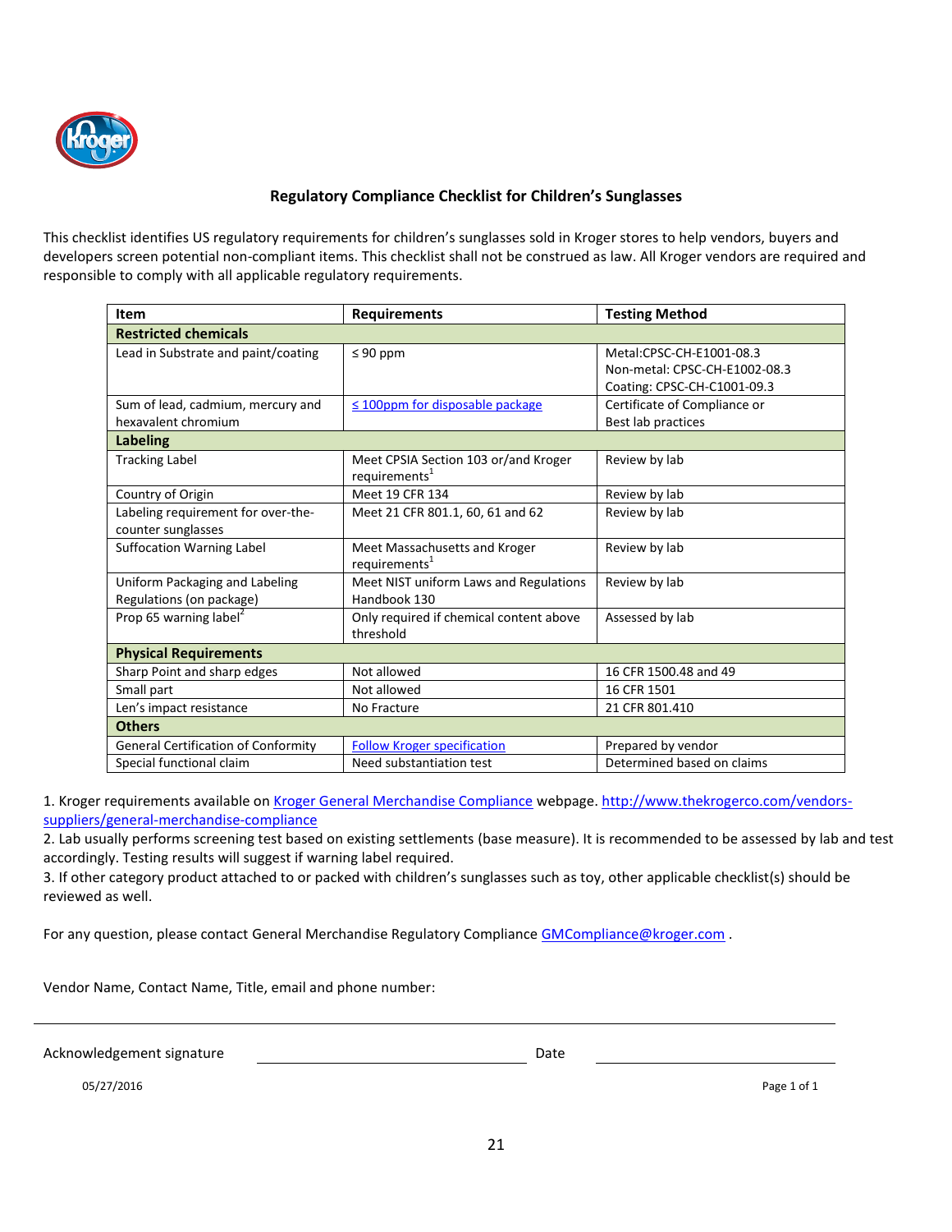## Regulatory Compliance Checklist for Children's Sunglasses

This checklist identifies US regulatory requirements for children's sunglasses sold in Kroger stores to help vendors, buyers and developers screen potential non-compliant items. This checklist shall not be construed as law. All Kroger vendors are required and responsible to comply with all applicable regulatory requirements.

| Item | Requirements | Testing Method |
|---|---|---|
| **Restricted chemicals** | | |
| Lead in Substrate and paint/coating | ≤ 90 ppm | Metal:CPSC-CH-E1001-08.3<br>Non-metal: CPSC-CH-E1002-08.3<br>Coating: CPSC-CH-C1001-09.3 |
| Sum of lead, cadmium, mercury and hexavalent chromium | ≤ 100ppm for disposable package | Certificate of Compliance or Best lab practices |
| **Labeling** | | |
| Tracking Label | Meet CPSIA Section 103 or/and Kroger requirements[1] | Review by lab |
| Country of Origin | Meet 19 CFR 134 | Review by lab |
| Labeling requirement for over-the-counter sunglasses | Meet 21 CFR 801.1, 60, 61 and 62 | Review by lab |
| Suffocation Warning Label | Meet Massachusetts and Kroger requirements[1] | Review by lab |
| Uniform Packaging and Labeling Regulations (on package) | Meet NIST uniform Laws and Regulations Handbook 130 | Review by lab |
| Prop 65 warning label[2] | Only required if chemical content above threshold | Assessed by lab |
| **Physical Requirements** | | |
| Sharp Point and sharp edges | Not allowed | 16 CFR 1500.48 and 49 |
| Small part | Not allowed | 16 CFR 1501 |
| Len's impact resistance | No Fracture | 21 CFR 801.410 |
| **Others** | | |
| General Certification of Conformity | Follow Kroger specification | Prepared by vendor |
| Special functional claim | Need substantiation test | Determined based on claims |

1. Kroger requirements available on Kroger General Merchandise Compliance webpage. http://www.thekrogerco.com/vendors-suppliers/general-merchandise-compliance
2. Lab usually performs screening test based on existing settlements (base measure). It is recommended to be assessed by lab and test accordingly. Testing results will suggest if warning label required.
3. If other category product attached to or packed with children's sunglasses such as toy, other applicable checklist(s) should be reviewed as well.

For any question, please contact General Merchandise Regulatory Compliance GMCompliance@kroger.com .

Vendor Name, Contact Name, Title, email and phone number:

Acknowledgement signature ______________________ Date ______________________

05/27/2016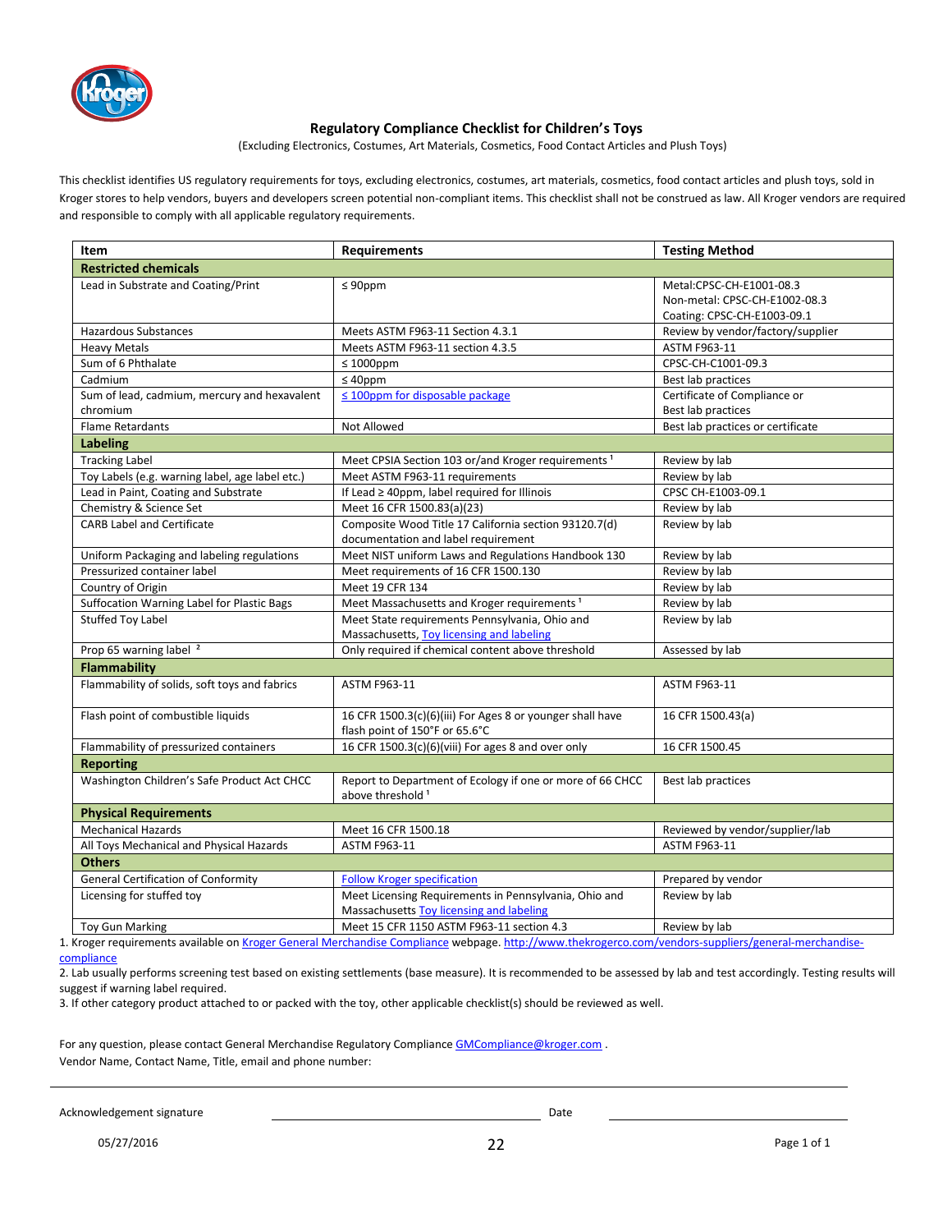## Regulatory Compliance Checklist for Children's Toys

(Excluding Electronics, Costumes, Art Materials, Cosmetics, Food Contact Articles and Plush Toys)

This checklist identifies US regulatory requirements for toys, excluding electronics, costumes, art materials, cosmetics, food contact articles and plush toys, sold in Kroger stores to help vendors, buyers and developers screen potential non-compliant items. This checklist shall not be construed as law. All Kroger vendors are required and responsible to comply with all applicable regulatory requirements.

| Item | Requirements | Testing Method |
|---|---|---|
| **Restricted chemicals** | | |
| Lead in Substrate and Coating/Print | ≤ 90ppm | Metal:CPSC-CH-E1001-08.3<br>Non-metal: CPSC-CH-E1002-08.3<br>Coating: CPSC-CH-E1003-09.1 |
| Hazardous Substances | Meets ASTM F963-11 Section 4.3.1 | Review by vendor/factory/supplier |
| Heavy Metals | Meets ASTM F963-11 section 4.3.5 | ASTM F963-11 |
| Sum of 6 Phthalate | ≤ 1000ppm | CPSC-CH-C1001-09.3 |
| Cadmium | ≤ 40ppm | Best lab practices |
| Sum of lead, cadmium, mercury and hexavalent chromium | ≤ 100ppm for disposable package | Certificate of Compliance or Best lab practices |
| Flame Retardants | Not Allowed | Best lab practices or certificate |
| **Labeling** | | |
| Tracking Label | Meet CPSIA Section 103 or/and Kroger requirements [1] | Review by lab |
| Toy Labels (e.g. warning label, age label etc.) | Meet ASTM F963-11 requirements | Review by lab |
| Lead in Paint, Coating and Substrate | If Lead ≥ 40ppm, label required for Illinois | CPSC CH-E1003-09.1 |
| Chemistry & Science Set | Meet 16 CFR 1500.83(a)(23) | Review by lab |
| CARB Label and Certificate | Composite Wood Title 17 California section 93120.7(d) documentation and label requirement | Review by lab |
| Uniform Packaging and labeling regulations | Meet NIST uniform Laws and Regulations Handbook 130 | Review by lab |
| Pressurized container label | Meet requirements of 16 CFR 1500.130 | Review by lab |
| Country of Origin | Meet 19 CFR 134 | Review by lab |
| Suffocation Warning Label for Plastic Bags | Meet Massachusetts and Kroger requirements [1] | Review by lab |
| Stuffed Toy Label | Meet State requirements Pennsylvania, Ohio and Massachusetts, Toy licensing and labeling | Review by lab |
| Prop 65 warning label [2] | Only required if chemical content above threshold | Assessed by lab |
| **Flammability** | | |
| Flammability of solids, soft toys and fabrics | ASTM F963-11 | ASTM F963-11 |
| Flash point of combustible liquids | 16 CFR 1500.3(c)(6)(iii) For Ages 8 or younger shall have flash point of 150°F or 65.6°C | 16 CFR 1500.43(a) |
| Flammability of pressurized containers | 16 CFR 1500.3(c)(6)(viii) For ages 8 and over only | 16 CFR 1500.45 |
| **Reporting** | | |
| Washington Children's Safe Product Act CHCC | Report to Department of Ecology if one or more of 66 CHCC above threshold [1] | Best lab practices |
| **Physical Requirements** | | |
| Mechanical Hazards | Meet 16 CFR 1500.18 | Reviewed by vendor/supplier/lab |
| All Toys Mechanical and Physical Hazards | ASTM F963-11 | ASTM F963-11 |
| **Others** | | |
| General Certification of Conformity | Follow Kroger specification | Prepared by vendor |
| Licensing for stuffed toy | Meet Licensing Requirements in Pennsylvania, Ohio and Massachusetts Toy licensing and labeling | Review by lab |
| Toy Gun Marking | Meet 15 CFR 1150 ASTM F963-11 section 4.3 | Review by lab |

1. Kroger requirements available on Kroger General Merchandise Compliance webpage. http://www.thekrogerco.com/vendors-suppliers/general-merchandise-compliance
2. Lab usually performs screening test based on existing settlements (base measure). It is recommended to be assessed by lab and test accordingly. Testing results will suggest if warning label required.
3. If other category product attached to or packed with the toy, other applicable checklist(s) should be reviewed as well.

For any question, please contact General Merchandise Regulatory Compliance GMCompliance@kroger.com .
Vendor Name, Contact Name, Title, email and phone number:

Acknowledgement signature \_\_\_\_\_\_\_\_\_\_\_\_\_\_\_\_\_\_\_\_ Date \_\_\_\_\_\_\_\_\_\_\_\_\_\_\_\_\_\_\_\_

05/27/2016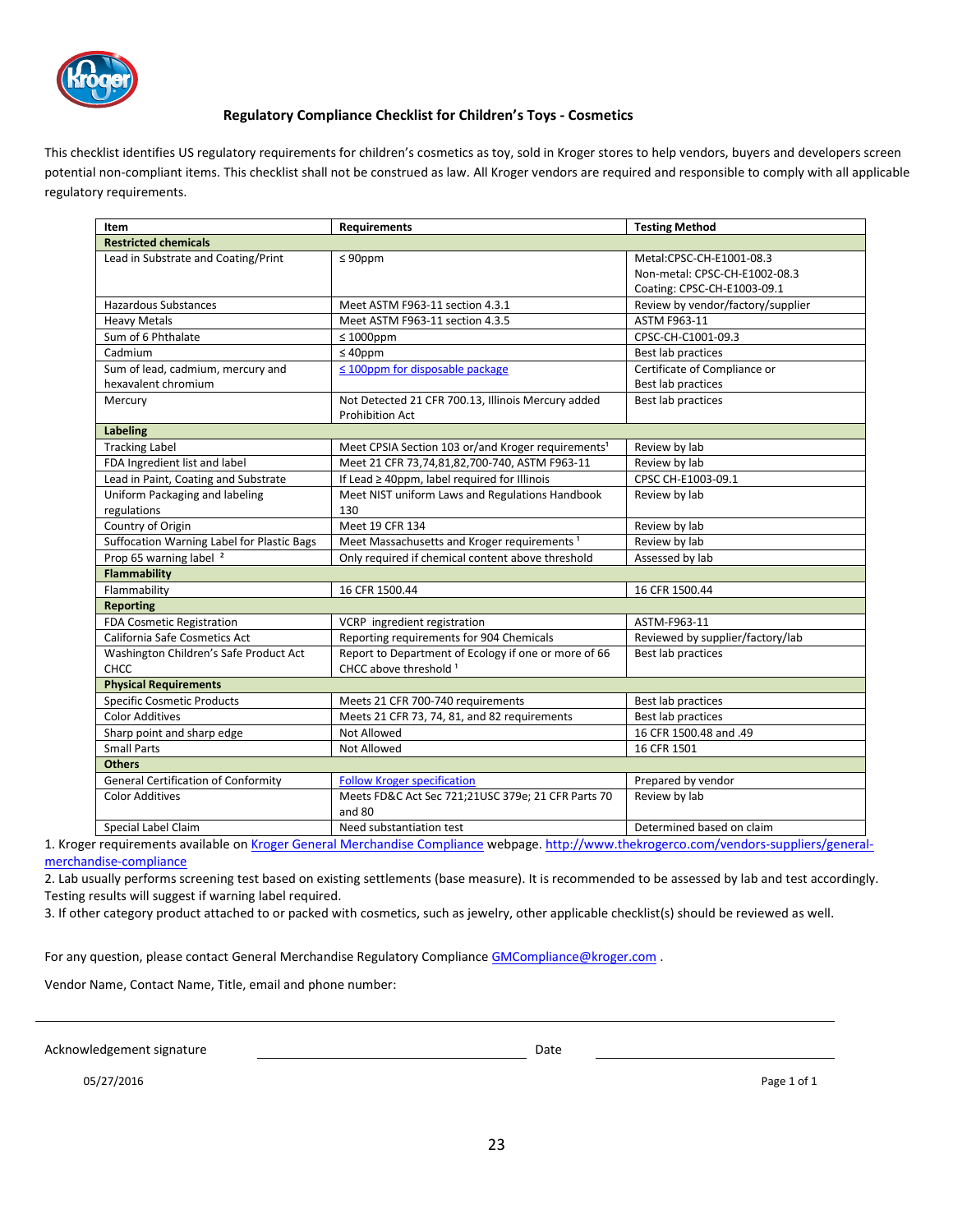## Regulatory Compliance Checklist for Children's Toys - Cosmetics

This checklist identifies US regulatory requirements for children's cosmetics as toy, sold in Kroger stores to help vendors, buyers and developers screen potential non-compliant items. This checklist shall not be construed as law. All Kroger vendors are required and responsible to comply with all applicable regulatory requirements.

| Item | Requirements | Testing Method |
|---|---|---|
| **Restricted chemicals** | | |
| Lead in Substrate and Coating/Print | ≤ 90ppm | Metal:CPSC-CH-E1001-08.3<br>Non-metal: CPSC-CH-E1002-08.3<br>Coating: CPSC-CH-E1003-09.1 |
| Hazardous Substances | Meet ASTM F963-11 section 4.3.1 | Review by vendor/factory/supplier |
| Heavy Metals | Meet ASTM F963-11 section 4.3.5 | ASTM F963-11 |
| Sum of 6 Phthalate | ≤ 1000ppm | CPSC-CH-C1001-09.3 |
| Cadmium | ≤ 40ppm | Best lab practices |
| Sum of lead, cadmium, mercury and hexavalent chromium | ≤ 100ppm for disposable package | Certificate of Compliance or Best lab practices |
| Mercury | Not Detected 21 CFR 700.13, Illinois Mercury added Prohibition Act | Best lab practices |
| **Labeling** | | |
| Tracking Label | Meet CPSIA Section 103 or/and Kroger requirements[1] | Review by lab |
| FDA Ingredient list and label | Meet 21 CFR 73,74,81,82,700-740, ASTM F963-11 | Review by lab |
| Lead in Paint, Coating and Substrate | If Lead ≥ 40ppm, label required for Illinois | CPSC CH-E1003-09.1 |
| Uniform Packaging and labeling regulations | Meet NIST uniform Laws and Regulations Handbook 130 | Review by lab |
| Country of Origin | Meet 19 CFR 134 | Review by lab |
| Suffocation Warning Label for Plastic Bags | Meet Massachusetts and Kroger requirements [1] | Review by lab |
| Prop 65 warning label [2] | Only required if chemical content above threshold | Assessed by lab |
| **Flammability** | | |
| Flammability | 16 CFR 1500.44 | 16 CFR 1500.44 |
| **Reporting** | | |
| FDA Cosmetic Registration | VCRP ingredient registration | ASTM-F963-11 |
| California Safe Cosmetics Act | Reporting requirements for 904 Chemicals | Reviewed by supplier/factory/lab |
| Washington Children's Safe Product Act CHCC | Report to Department of Ecology if one or more of 66 CHCC above threshold [1] | Best lab practices |
| **Physical Requirements** | | |
| Specific Cosmetic Products | Meets 21 CFR 700-740 requirements | Best lab practices |
| Color Additives | Meets 21 CFR 73, 74, 81, and 82 requirements | Best lab practices |
| Sharp point and sharp edge | Not Allowed | 16 CFR 1500.48 and .49 |
| Small Parts | Not Allowed | 16 CFR 1501 |
| **Others** | | |
| General Certification of Conformity | Follow Kroger specification | Prepared by vendor |
| Color Additives | Meets FD&C Act Sec 721;21USC 379e; 21 CFR Parts 70 and 80 | Review by lab |
| Special Label Claim | Need substantiation test | Determined based on claim |

1. Kroger requirements available on Kroger General Merchandise Compliance webpage. http://www.thekrogerco.com/vendors-suppliers/general-merchandise-compliance
2. Lab usually performs screening test based on existing settlements (base measure). It is recommended to be assessed by lab and test accordingly. Testing results will suggest if warning label required.
3. If other category product attached to or packed with cosmetics, such as jewelry, other applicable checklist(s) should be reviewed as well.

For any question, please contact General Merchandise Regulatory Compliance GMCompliance@kroger.com .

Vendor Name, Contact Name, Title, email and phone number:

______________________________________________________________________

Acknowledgement signature ______________________________ Date ______________________

05/27/2016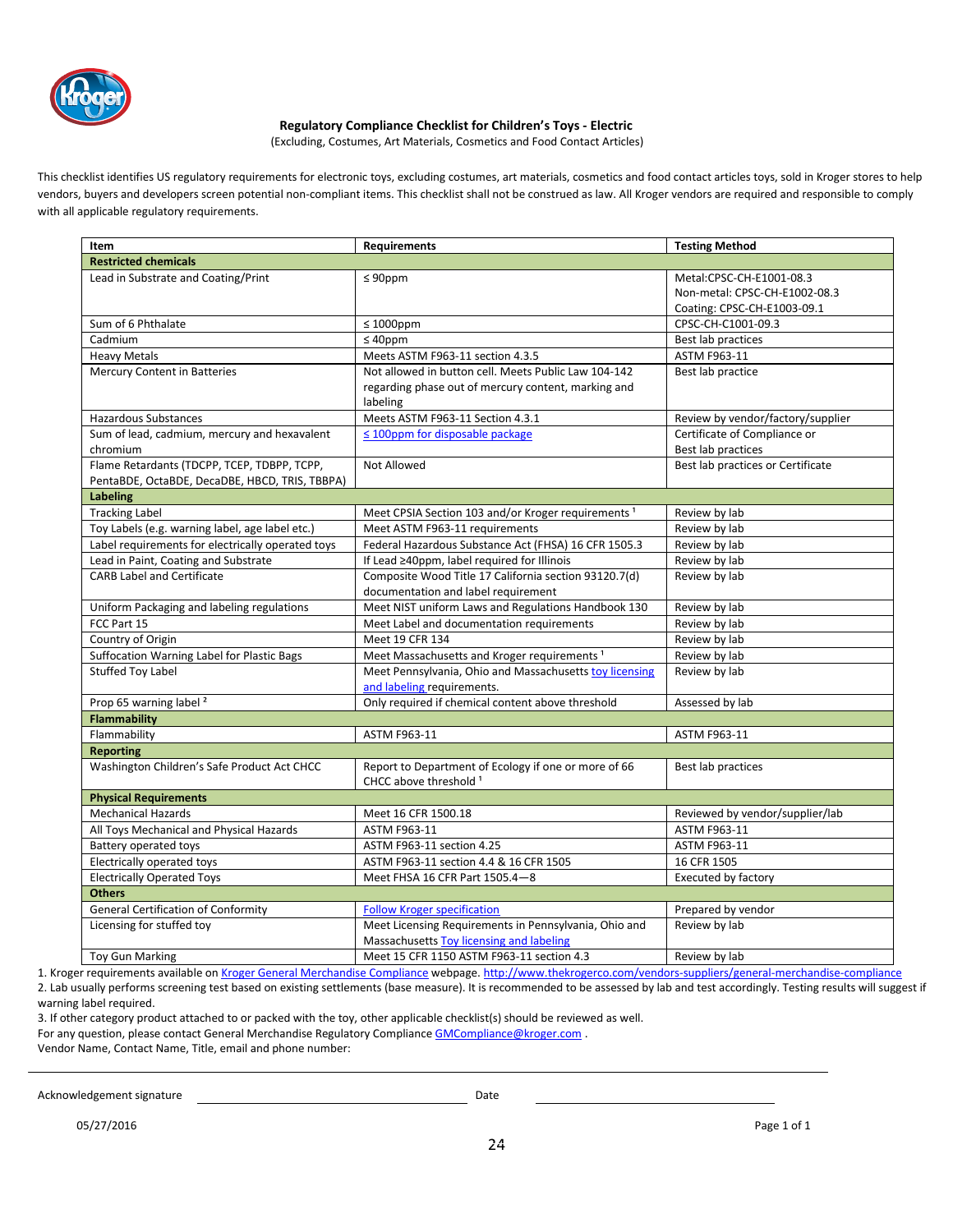# Regulatory Compliance Checklist for Children's Toys - Electric

(Excluding, Costumes, Art Materials, Cosmetics and Food Contact Articles)

This checklist identifies US regulatory requirements for electronic toys, excluding costumes, art materials, cosmetics and food contact articles toys, sold in Kroger stores to help vendors, buyers and developers screen potential non-compliant items. This checklist shall not be construed as law. All Kroger vendors are required and responsible to comply with all applicable regulatory requirements.

| Item | Requirements | Testing Method |
|---|---|---|
| **Restricted chemicals** | | |
| Lead in Substrate and Coating/Print | ≤ 90ppm | Metal:CPSC-CH-E1001-08.3<br>Non-metal: CPSC-CH-E1002-08.3<br>Coating: CPSC-CH-E1003-09.1 |
| Sum of 6 Phthalate | ≤ 1000ppm | CPSC-CH-C1001-09.3 |
| Cadmium | ≤ 40ppm | Best lab practices |
| Heavy Metals | Meets ASTM F963-11 section 4.3.5 | ASTM F963-11 |
| Mercury Content in Batteries | Not allowed in button cell. Meets Public Law 104-142 regarding phase out of mercury content, marking and labeling | Best lab practice |
| Hazardous Substances | Meets ASTM F963-11 Section 4.3.1 | Review by vendor/factory/supplier |
| Sum of lead, cadmium, mercury and hexavalent chromium | ≤ 100ppm for disposable package | Certificate of Compliance or Best lab practices |
| Flame Retardants (TDCPP, TCEP, TDBPP, TCPP, PentaBDE, OctaBDE, DecaDBE, HBCD, TRIS, TBBPA) | Not Allowed | Best lab practices or Certificate |
| **Labeling** | | |
| Tracking Label | Meet CPSIA Section 103 and/or Kroger requirements [1] | Review by lab |
| Toy Labels (e.g. warning label, age label etc.) | Meet ASTM F963-11 requirements | Review by lab |
| Label requirements for electrically operated toys | Federal Hazardous Substance Act (FHSA) 16 CFR 1505.3 | Review by lab |
| Lead in Paint, Coating and Substrate | If Lead ≥40ppm, label required for Illinois | Review by lab |
| CARB Label and Certificate | Composite Wood Title 17 California section 93120.7(d) documentation and label requirement | Review by lab |
| Uniform Packaging and labeling regulations | Meet NIST uniform Laws and Regulations Handbook 130 | Review by lab |
| FCC Part 15 | Meet Label and documentation requirements | Review by lab |
| Country of Origin | Meet 19 CFR 134 | Review by lab |
| Suffocation Warning Label for Plastic Bags | Meet Massachusetts and Kroger requirements [1] | Review by lab |
| Stuffed Toy Label | Meet Pennsylvania, Ohio and Massachusetts toy licensing and labeling requirements. | Review by lab |
| Prop 65 warning label [2] | Only required if chemical content above threshold | Assessed by lab |
| **Flammability** | | |
| Flammability | ASTM F963-11 | ASTM F963-11 |
| **Reporting** | | |
| Washington Children's Safe Product Act CHCC | Report to Department of Ecology if one or more of 66 CHCC above threshold [1] | Best lab practices |
| **Physical Requirements** | | |
| Mechanical Hazards | Meet 16 CFR 1500.18 | Reviewed by vendor/supplier/lab |
| All Toys Mechanical and Physical Hazards | ASTM F963-11 | ASTM F963-11 |
| Battery operated toys | ASTM F963-11 section 4.25 | ASTM F963-11 |
| Electrically operated toys | ASTM F963-11 section 4.4 & 16 CFR 1505 | 16 CFR 1505 |
| Electrically Operated Toys | Meet FHSA 16 CFR Part 1505.4—8 | Executed by factory |
| **Others** | | |
| General Certification of Conformity | Follow Kroger specification | Prepared by vendor |
| Licensing for stuffed toy | Meet Licensing Requirements in Pennsylvania, Ohio and Massachusetts Toy licensing and labeling | Review by lab |
| Toy Gun Marking | Meet 15 CFR 1150 ASTM F963-11 section 4.3 | Review by lab |

1. Kroger requirements available on Kroger General Merchandise Compliance webpage. http://www.thekrogerco.com/vendors-suppliers/general-merchandise-compliance
2. Lab usually performs screening test based on existing settlements (base measure). It is recommended to be assessed by lab and test accordingly. Testing results will suggest if warning label required.
3. If other category product attached to or packed with the toy, other applicable checklist(s) should be reviewed as well.

For any question, please contact General Merchandise Regulatory Compliance GMCompliance@kroger.com .

Vendor Name, Contact Name, Title, email and phone number:

Acknowledgement signature ______________________ Date ______________________

05/27/2016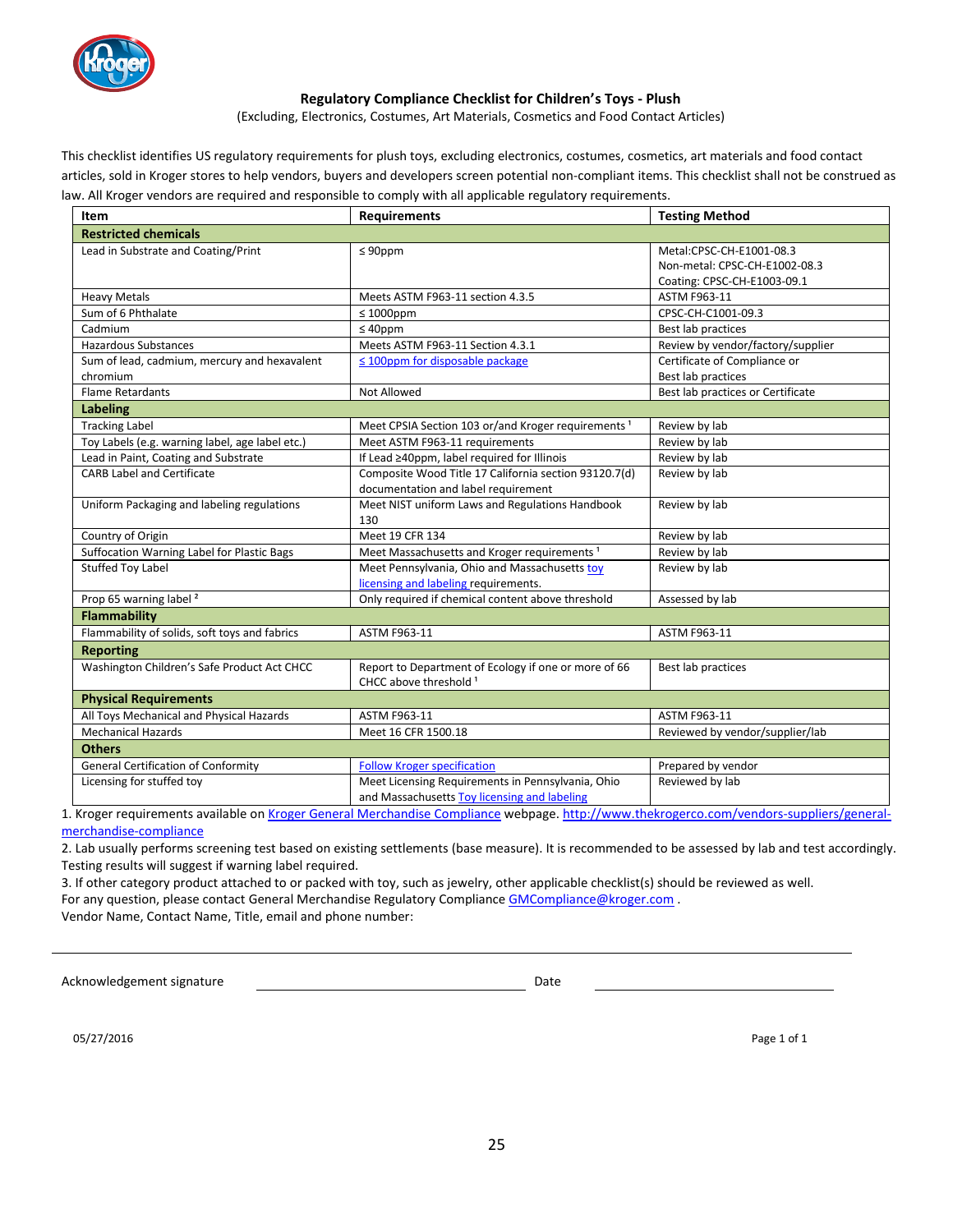# Regulatory Compliance Checklist for Children's Toys - Plush

(Excluding, Electronics, Costumes, Art Materials, Cosmetics and Food Contact Articles)

This checklist identifies US regulatory requirements for plush toys, excluding electronics, costumes, cosmetics, art materials and food contact articles, sold in Kroger stores to help vendors, buyers and developers screen potential non-compliant items. This checklist shall not be construed as law. All Kroger vendors are required and responsible to comply with all applicable regulatory requirements.

| Item | Requirements | Testing Method |
|---|---|---|
| **Restricted chemicals** | | |
| Lead in Substrate and Coating/Print | ≤ 90ppm | Metal:CPSC-CH-E1001-08.3<br>Non-metal: CPSC-CH-E1002-08.3<br>Coating: CPSC-CH-E1003-09.1 |
| Heavy Metals | Meets ASTM F963-11 section 4.3.5 | ASTM F963-11 |
| Sum of 6 Phthalate | ≤ 1000ppm | CPSC-CH-C1001-09.3 |
| Cadmium | ≤ 40ppm | Best lab practices |
| Hazardous Substances | Meets ASTM F963-11 Section 4.3.1 | Review by vendor/factory/supplier |
| Sum of lead, cadmium, mercury and hexavalent chromium | ≤ 100ppm for disposable package | Certificate of Compliance or Best lab practices |
| Flame Retardants | Not Allowed | Best lab practices or Certificate |
| **Labeling** | | |
| Tracking Label | Meet CPSIA Section 103 or/and Kroger requirements [1] | Review by lab |
| Toy Labels (e.g. warning label, age label etc.) | Meet ASTM F963-11 requirements | Review by lab |
| Lead in Paint, Coating and Substrate | If Lead ≥40ppm, label required for Illinois | Review by lab |
| CARB Label and Certificate | Composite Wood Title 17 California section 93120.7(d) documentation and label requirement | Review by lab |
| Uniform Packaging and labeling regulations | Meet NIST uniform Laws and Regulations Handbook 130 | Review by lab |
| Country of Origin | Meet 19 CFR 134 | Review by lab |
| Suffocation Warning Label for Plastic Bags | Meet Massachusetts and Kroger requirements [1] | Review by lab |
| Stuffed Toy Label | Meet Pennsylvania, Ohio and Massachusetts toy licensing and labeling requirements. | Review by lab |
| Prop 65 warning label [2] | Only required if chemical content above threshold | Assessed by lab |
| **Flammability** | | |
| Flammability of solids, soft toys and fabrics | ASTM F963-11 | ASTM F963-11 |
| **Reporting** | | |
| Washington Children's Safe Product Act CHCC | Report to Department of Ecology if one or more of 66 CHCC above threshold [1] | Best lab practices |
| **Physical Requirements** | | |
| All Toys Mechanical and Physical Hazards | ASTM F963-11 | ASTM F963-11 |
| Mechanical Hazards | Meet 16 CFR 1500.18 | Reviewed by vendor/supplier/lab |
| **Others** | | |
| General Certification of Conformity | Follow Kroger specification | Prepared by vendor |
| Licensing for stuffed toy | Meet Licensing Requirements in Pennsylvania, Ohio and Massachusetts Toy licensing and labeling | Reviewed by lab |

1. Kroger requirements available on Kroger General Merchandise Compliance webpage. http://www.thekrogerco.com/vendors-suppliers/general-merchandise-compliance
2. Lab usually performs screening test based on existing settlements (base measure). It is recommended to be assessed by lab and test accordingly. Testing results will suggest if warning label required.
3. If other category product attached to or packed with toy, such as jewelry, other applicable checklist(s) should be reviewed as well.

For any question, please contact General Merchandise Regulatory Compliance GMCompliance@kroger.com .

Vendor Name, Contact Name, Title, email and phone number:

Acknowledgement signature ______________________ Date ______________________

05/27/2016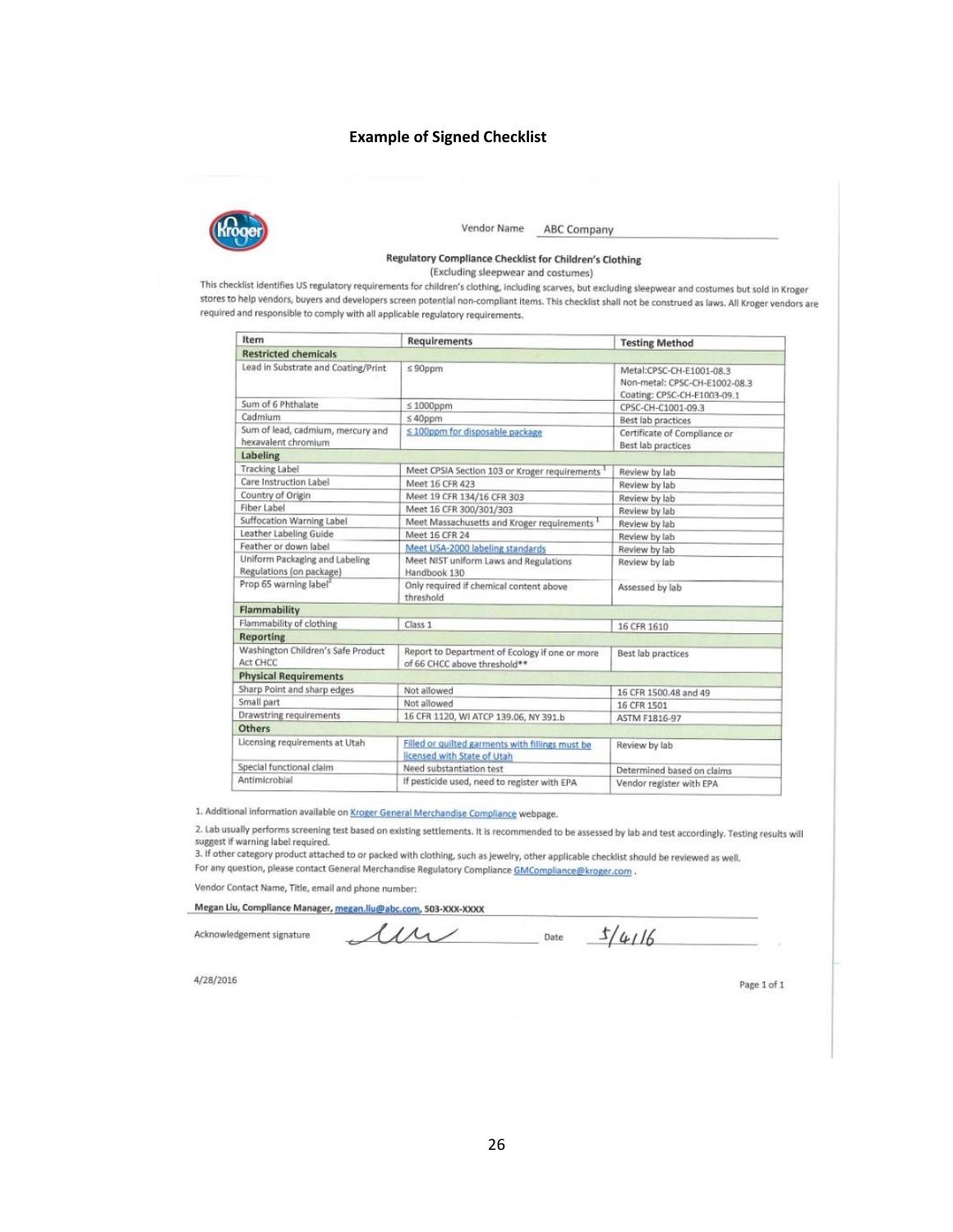**Example of Signed Checklist**

Vendor Name ABC Company

**Regulatory Compliance Checklist for Children's Clothing**
(Excluding sleepwear and costumes)

This checklist identifies US regulatory requirements for children's clothing, including scarves, but excluding sleepwear and costumes but sold in Kroger stores to help vendors, buyers and developers screen potential non-compliant items. This checklist shall not be construed as laws. All Kroger vendors are required and responsible to comply with all applicable regulatory requirements.

| Item | Requirements | Testing Method |
|---|---|---|
| **Restricted chemicals** | | |
| Lead in Substrate and Coating/Print | ≤ 90ppm | Metal:CPSC-CH-E1001-08.3<br>Non-metal: CPSC-CH-E1002-08.3<br>Coating: CPSC-CH-E1003-09.1 |
| Sum of 6 Phthalate | ≤ 1000ppm | CPSC-CH-C1001-09.3 |
| Cadmium | ≤ 40ppm | Best lab practices |
| Sum of lead, cadmium, mercury and hexavalent chromium | ≤ 100ppm for disposable package | Certificate of Compliance or Best lab practices |
| **Labeling** | | |
| Tracking Label | Meet CPSIA Section 103 or Kroger requirements [1] | Review by lab |
| Care Instruction Label | Meet 16 CFR 423 | Review by lab |
| Country of Origin | Meet 19 CFR 134/16 CFR 303 | Review by lab |
| Fiber Label | Meet 16 CFR 300/301/303 | Review by lab |
| Suffocation Warning Label | Meet Massachusetts and Kroger requirements [1] | Review by lab |
| Leather Labeling Guide | Meet 16 CFR 24 | Review by lab |
| Feather or down label | Meet USA-2000 labeling standards | Review by lab |
| Uniform Packaging and Labeling Regulations (on package) | Meet NIST uniform Laws and Regulations Handbook 130 | Review by lab |
| Prop 65 warning label[2] | Only required if chemical content above threshold | Assessed by lab |
| **Flammability** | | |
| Flammability of clothing | Class 1 | 16 CFR 1610 |
| **Reporting** | | |
| Washington Children's Safe Product Act CHCC | Report to Department of Ecology if one or more of 66 CHCC above threshold** | Best lab practices |
| **Physical Requirements** | | |
| Sharp Point and sharp edges | Not allowed | 16 CFR 1500.48 and 49 |
| Small part | Not allowed | 16 CFR 1501 |
| Drawstring requirements | 16 CFR 1120, WI ATCP 139.06, NY 391.b | ASTM F1816-97 |
| **Others** | | |
| Licensing requirements at Utah | Filled or quilted garments with fillings must be licensed with State of Utah | Review by lab |
| Special functional claim | Need substantiation test | Determined based on claims |
| Antimicrobial | If pesticide used, need to register with EPA | Vendor register with EPA |

1. Additional information available on Kroger General Merchandise Compliance webpage.

2. Lab usually performs screening test based on existing settlements. It is recommended to be assessed by lab and test accordingly. Testing results will suggest if warning label required.

3. If other category product attached to or packed with clothing, such as jewelry, other applicable checklist should be reviewed as well.

For any question, please contact General Merchandise Regulatory Compliance GMCompliance@kroger.com .

Vendor Contact Name, Title, email and phone number:

**Megan Liu, Compliance Manager, megan.liu@abc.com, 503-XXX-XXXX**

Acknowledgement signature ________ Date 5/4/16

4/28/2016